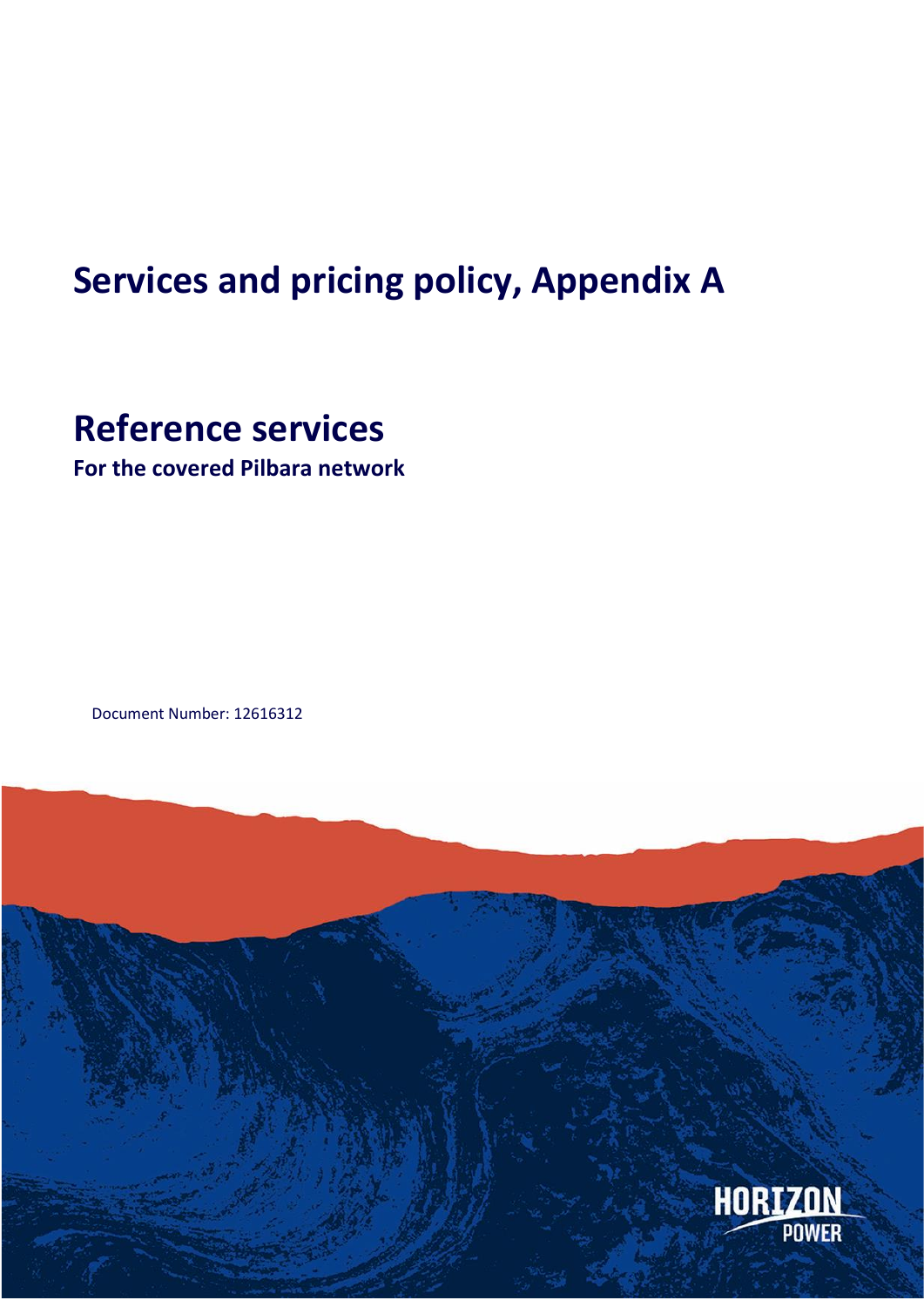# Services and pricing policy, Appendix A

## Reference services

**For the covered Pilbara network**

Document Number: 12616312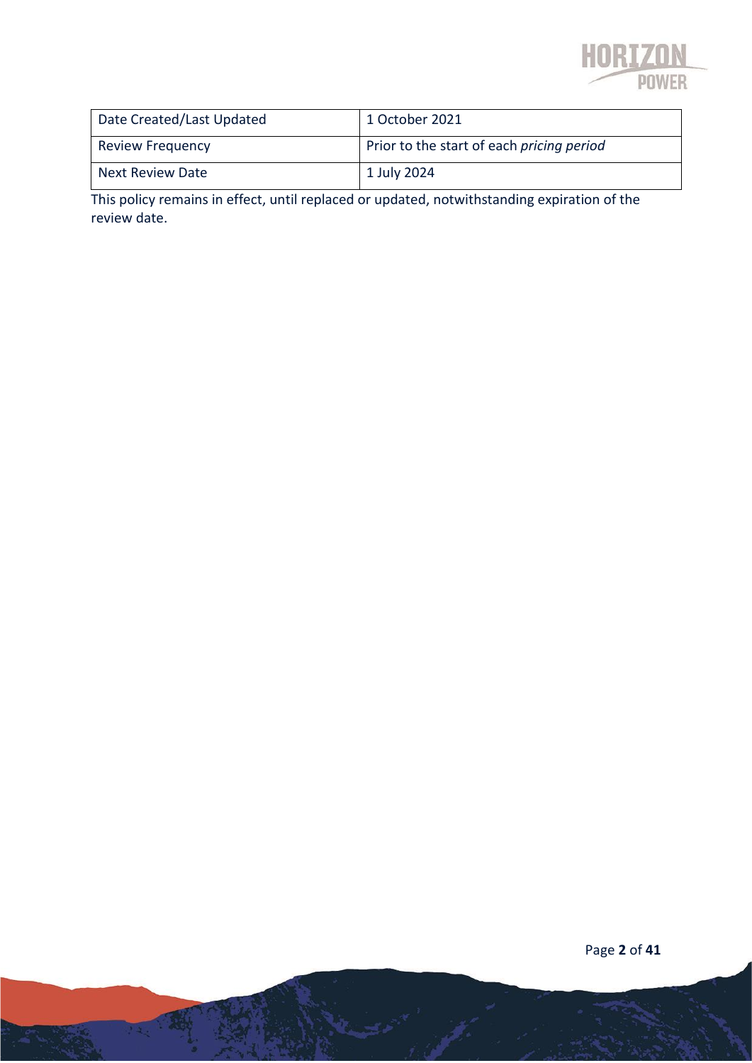| Date Created/Last Updated | 1 October 2021 |
|---|---|
| Review Frequency | Prior to the start of each *pricing period* |
| Next Review Date | 1 July 2024 |

This policy remains in effect, until replaced or updated, notwithstanding expiration of the review date.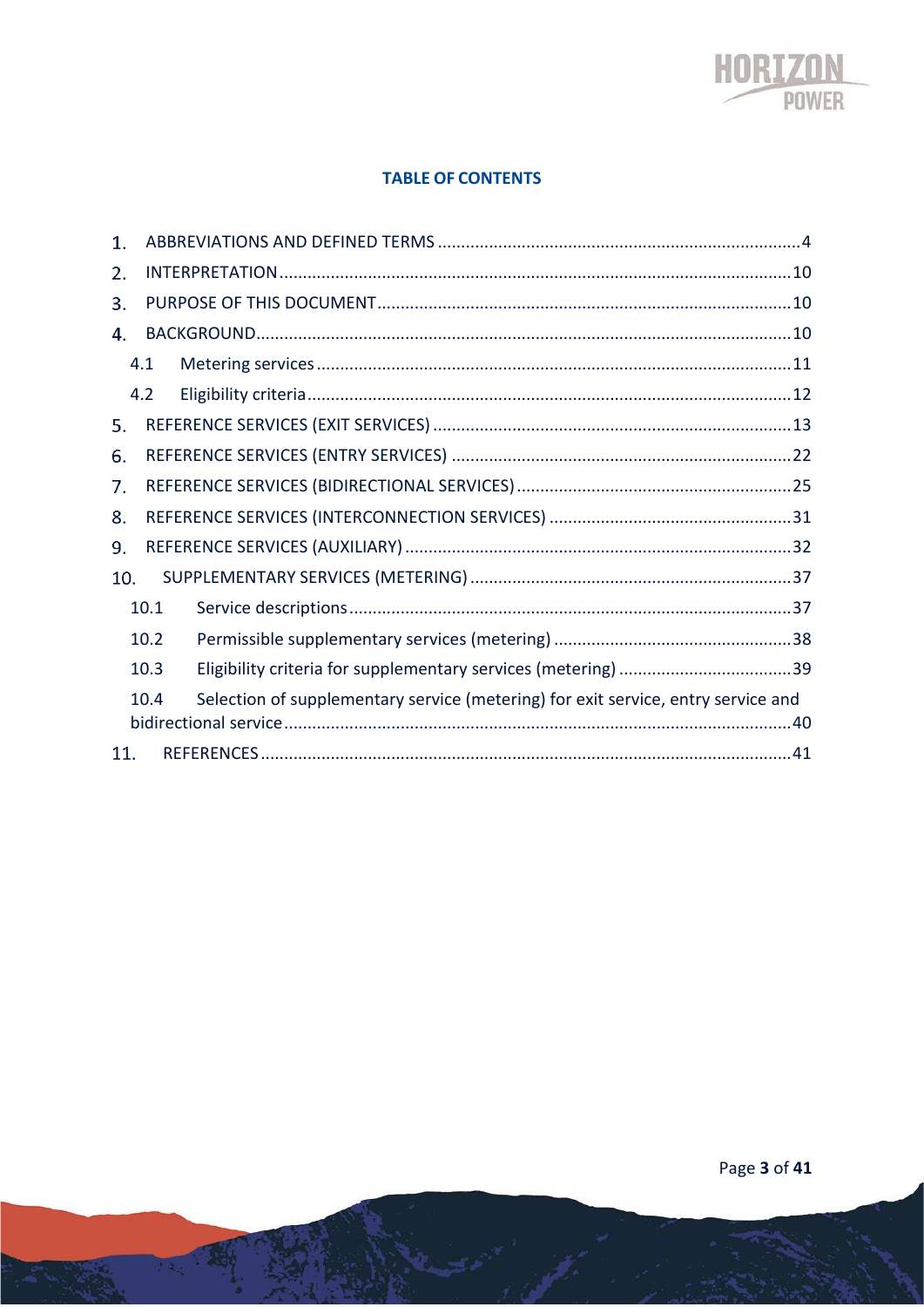## TABLE OF CONTENTS

1. ABBREVIATIONS AND DEFINED TERMS ....................................................................... 4
2. INTERPRETATION ................................................................................................ 10
3. PURPOSE OF THIS DOCUMENT ............................................................................. 10
4. BACKGROUND ...................................................................................................... 10
   - 4.1 Metering services ........................................................................................ 11
   - 4.2 Eligibility criteria ......................................................................................... 12
5. REFERENCE SERVICES (EXIT SERVICES) ................................................................... 13
6. REFERENCE SERVICES (ENTRY SERVICES) ................................................................. 22
7. REFERENCE SERVICES (BIDIRECTIONAL SERVICES) ...................................................... 25
8. REFERENCE SERVICES (INTERCONNECTION SERVICES) ................................................. 31
9. REFERENCE SERVICES (AUXILIARY) .......................................................................... 32
10. SUPPLEMENTARY SERVICES (METERING) ................................................................ 37
    - 10.1 Service descriptions .................................................................................. 37
    - 10.2 Permissible supplementary services (metering) ............................................ 38
    - 10.3 Eligibility criteria for supplementary services (metering) ............................... 39
    - 10.4 Selection of supplementary service (metering) for exit service, entry service and bidirectional service ........................................................................................... 40
11. REFERENCES ........................................................................................................ 41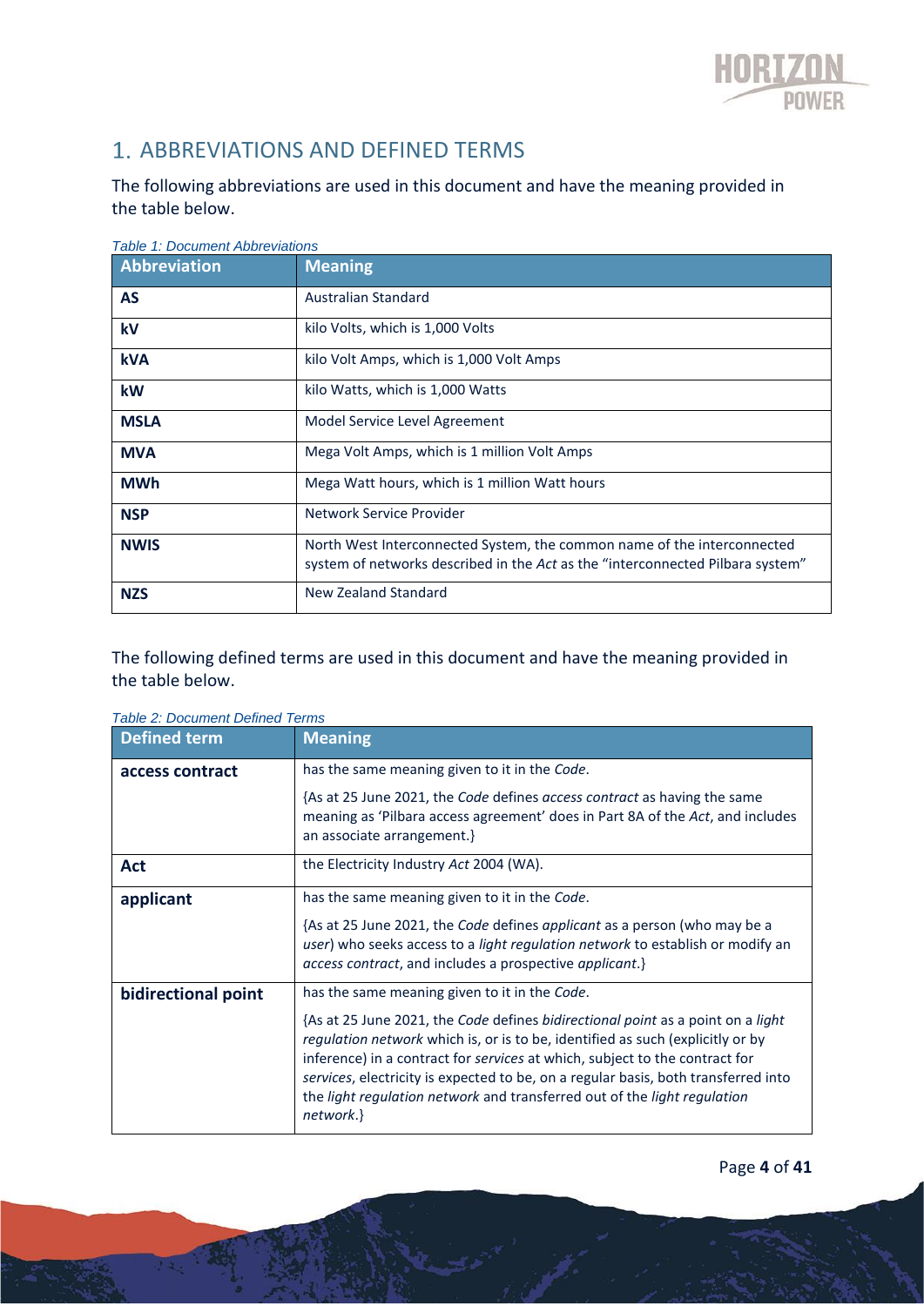## 1. ABBREVIATIONS AND DEFINED TERMS

The following abbreviations are used in this document and have the meaning provided in the table below.

*Table 1: Document Abbreviations*

| Abbreviation | Meaning |
|---|---|
| **AS** | Australian Standard |
| **kV** | kilo Volts, which is 1,000 Volts |
| **kVA** | kilo Volt Amps, which is 1,000 Volt Amps |
| **kW** | kilo Watts, which is 1,000 Watts |
| **MSLA** | Model Service Level Agreement |
| **MVA** | Mega Volt Amps, which is 1 million Volt Amps |
| **MWh** | Mega Watt hours, which is 1 million Watt hours |
| **NSP** | Network Service Provider |
| **NWIS** | North West Interconnected System, the common name of the interconnected system of networks described in the *Act* as the "interconnected Pilbara system" |
| **NZS** | New Zealand Standard |

The following defined terms are used in this document and have the meaning provided in the table below.

*Table 2: Document Defined Terms*

| Defined term | Meaning |
|---|---|
| **access contract** | has the same meaning given to it in the *Code*.<br><br>{As at 25 June 2021, the *Code* defines *access contract* as having the same meaning as 'Pilbara access agreement' does in Part 8A of the *Act*, and includes an associate arrangement.} |
| **Act** | the Electricity Industry *Act* 2004 (WA). |
| **applicant** | has the same meaning given to it in the *Code*.<br><br>{As at 25 June 2021, the *Code* defines *applicant* as a person (who may be a *user*) who seeks access to a *light regulation network* to establish or modify an *access contract*, and includes a prospective *applicant*.} |
| **bidirectional point** | has the same meaning given to it in the *Code*.<br><br>{As at 25 June 2021, the *Code* defines *bidirectional point* as a point on a *light regulation network* which is, or is to be, identified as such (explicitly or by inference) in a contract for *services* at which, subject to the contract for *services*, electricity is expected to be, on a regular basis, both transferred into the *light regulation network* and transferred out of the *light regulation network*.} |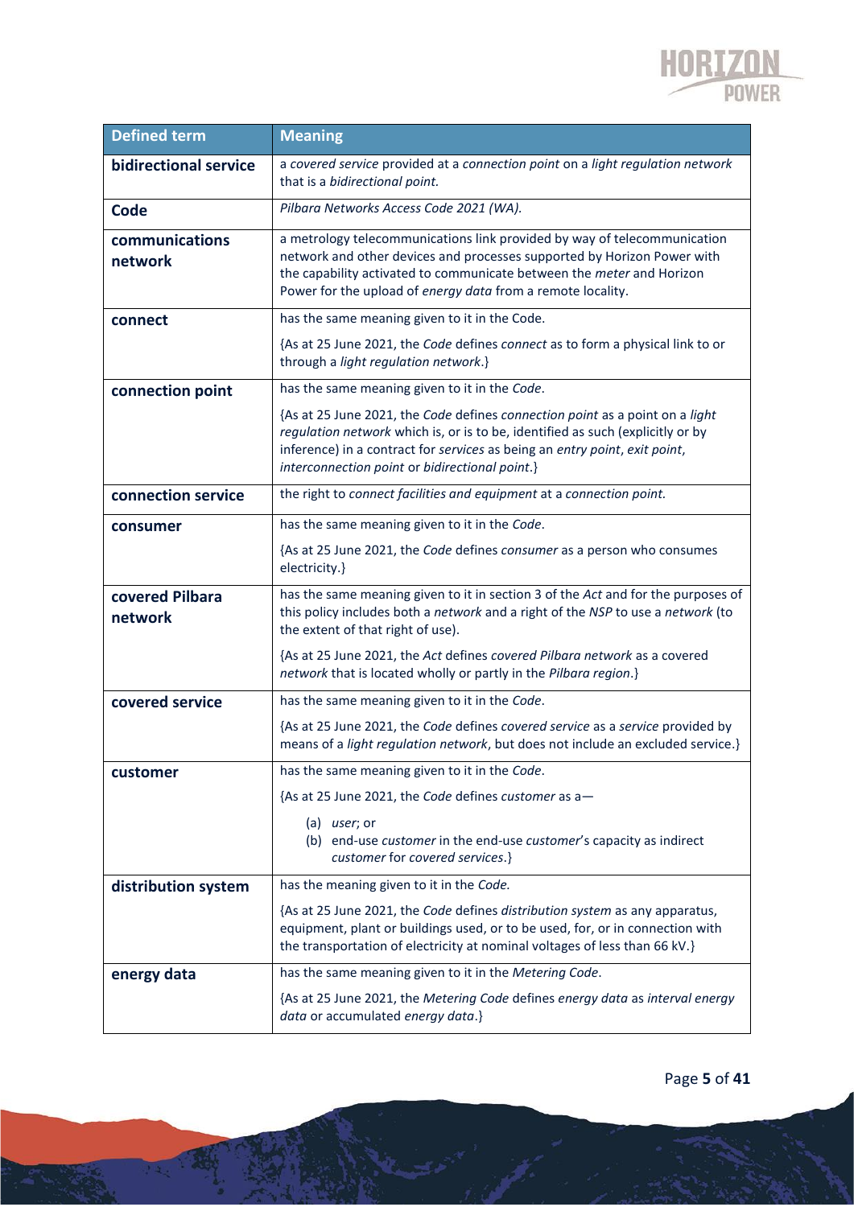| Defined term | Meaning |
|---|---|
| **bidirectional service** | a *covered service* provided at a *connection point* on a *light regulation network* that is a *bidirectional point.* |
| **Code** | *Pilbara Networks Access Code 2021 (WA).* |
| **communications network** | a metrology telecommunications link provided by way of telecommunication network and other devices and processes supported by Horizon Power with the capability activated to communicate between the *meter* and Horizon Power for the upload of *energy data* from a remote locality. |
| **connect** | has the same meaning given to it in the Code.<br><br>{As at 25 June 2021, the *Code* defines *connect* as to form a physical link to or through a *light regulation network*.} |
| **connection point** | has the same meaning given to it in the *Code*.<br><br>{As at 25 June 2021, the *Code* defines *connection point* as a point on a *light regulation network* which is, or is to be, identified as such (explicitly or by inference) in a contract for *services* as being an *entry point*, *exit point*, *interconnection point* or *bidirectional point*.} |
| **connection service** | the right to *connect facilities and equipment* at a *connection point.* |
| **consumer** | has the same meaning given to it in the *Code*.<br><br>{As at 25 June 2021, the *Code* defines *consumer* as a person who consumes electricity.} |
| **covered Pilbara network** | has the same meaning given to it in section 3 of the *Act* and for the purposes of this policy includes both a *network* and a right of the *NSP* to use a *network* (to the extent of that right of use).<br><br>{As at 25 June 2021, the *Act* defines *covered Pilbara network* as a covered *network* that is located wholly or partly in the *Pilbara region*.} |
| **covered service** | has the same meaning given to it in the *Code*.<br><br>{As at 25 June 2021, the *Code* defines *covered service* as a *service* provided by means of a *light regulation network*, but does not include an excluded service.} |
| **customer** | has the same meaning given to it in the *Code*.<br><br>{As at 25 June 2021, the *Code* defines *customer* as a—<br><br>(a) *user*; or<br>(b) end-use *customer* in the end-use *customer*'s capacity as indirect *customer* for *covered services*.} |
| **distribution system** | has the meaning given to it in the *Code.*<br><br>{As at 25 June 2021, the *Code* defines *distribution system* as any apparatus, equipment, plant or buildings used, or to be used, for, or in connection with the transportation of electricity at nominal voltages of less than 66 kV.} |
| **energy data** | has the same meaning given to it in the *Metering Code*.<br><br>{As at 25 June 2021, the *Metering Code* defines *energy data* as *interval energy data* or accumulated *energy data*.} |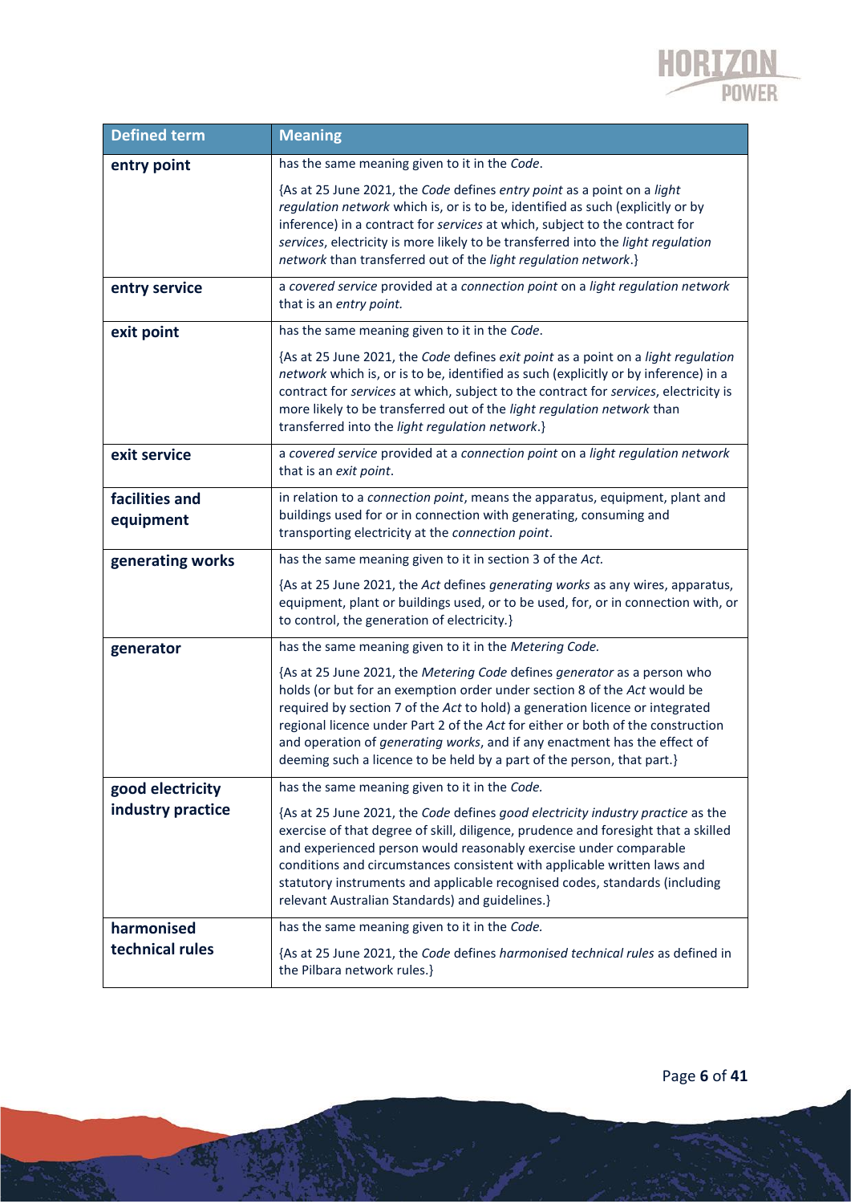| Defined term | Meaning |
|---|---|
| **entry point** | has the same meaning given to it in the *Code*.<br><br>{As at 25 June 2021, the *Code* defines *entry point* as a point on a *light regulation network* which is, or is to be, identified as such (explicitly or by inference) in a contract for *services* at which, subject to the contract for *services*, electricity is more likely to be transferred into the *light regulation network* than transferred out of the *light regulation network*.} |
| **entry service** | a *covered service* provided at a *connection point* on a *light regulation network* that is an *entry point.* |
| **exit point** | has the same meaning given to it in the *Code*.<br><br>{As at 25 June 2021, the *Code* defines *exit point* as a point on a *light regulation network* which is, or is to be, identified as such (explicitly or by inference) in a contract for *services* at which, subject to the contract for *services*, electricity is more likely to be transferred out of the *light regulation network* than transferred into the *light regulation network*.} |
| **exit service** | a *covered service* provided at a *connection point* on a *light regulation network* that is an *exit point*. |
| **facilities and equipment** | in relation to a *connection point*, means the apparatus, equipment, plant and buildings used for or in connection with generating, consuming and transporting electricity at the *connection point*. |
| **generating works** | has the same meaning given to it in section 3 of the *Act.*<br><br>{As at 25 June 2021, the *Act* defines *generating works* as any wires, apparatus, equipment, plant or buildings used, or to be used, for, or in connection with, or to control, the generation of electricity.} |
| **generator** | has the same meaning given to it in the *Metering Code.*<br><br>{As at 25 June 2021, the *Metering Code* defines *generator* as a person who holds (or but for an exemption order under section 8 of the *Act* would be required by section 7 of the *Act* to hold) a generation licence or integrated regional licence under Part 2 of the *Act* for either or both of the construction and operation of *generating works*, and if any enactment has the effect of deeming such a licence to be held by a part of the person, that part.} |
| **good electricity industry practice** | has the same meaning given to it in the *Code.*<br><br>{As at 25 June 2021, the *Code* defines *good electricity industry practice* as the exercise of that degree of skill, diligence, prudence and foresight that a skilled and experienced person would reasonably exercise under comparable conditions and circumstances consistent with applicable written laws and statutory instruments and applicable recognised codes, standards (including relevant Australian Standards) and guidelines.} |
| **harmonised technical rules** | has the same meaning given to it in the *Code.*<br><br>{As at 25 June 2021, the *Code* defines *harmonised technical rules* as defined in the Pilbara network rules.} |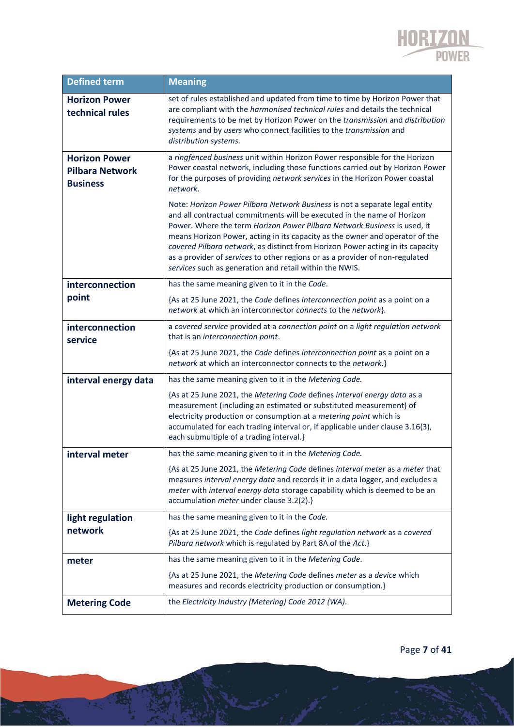| Defined term | Meaning |
|---|---|
| **Horizon Power technical rules** | set of rules established and updated from time to time by Horizon Power that are compliant with the *harmonised technical rules* and details the technical requirements to be met by Horizon Power on the *transmission* and *distribution systems* and by *users* who connect facilities to the *transmission* and *distribution systems.* |
| **Horizon Power Pilbara Network Business** | a *ringfenced business* unit within Horizon Power responsible for the Horizon Power coastal network, including those functions carried out by Horizon Power for the purposes of providing *network services* in the Horizon Power coastal *network*.<br><br>Note: *Horizon Power Pilbara Network Business* is not a separate legal entity and all contractual commitments will be executed in the name of Horizon Power. Where the term *Horizon Power Pilbara Network Business* is used, it means Horizon Power, acting in its capacity as the owner and operator of the *covered Pilbara network*, as distinct from Horizon Power acting in its capacity as a provider of *services* to other regions or as a provider of non-regulated *services* such as generation and retail within the NWIS. |
| **interconnection point** | has the same meaning given to it in the *Code*.<br><br>{As at 25 June 2021, the *Code* defines *interconnection point* as a point on a *network* at which an interconnector *connects* to the *network*}. |
| **interconnection service** | a *covered service* provided at a *connection point* on a *light regulation network* that is an *interconnection point*.<br><br>{As at 25 June 2021, the *Code* defines *interconnection point* as a point on a *network* at which an interconnector connects to the *network*.} |
| **interval energy data** | has the same meaning given to it in the *Metering Code.*<br><br>{As at 25 June 2021, the *Metering Code* defines *interval energy data* as a measurement (including an estimated or substituted measurement) of electricity production or consumption at a *metering point* which is accumulated for each trading interval or, if applicable under clause 3.16(3), each submultiple of a trading interval.} |
| **interval meter** | has the same meaning given to it in the *Metering Code.*<br><br>{As at 25 June 2021, the *Metering Code* defines *interval meter* as a *meter* that measures *interval energy data* and records it in a data logger, and excludes a *meter* with *interval energy data* storage capability which is deemed to be an accumulation *meter* under clause 3.2(2).} |
| **light regulation network** | has the same meaning given to it in the *Code.*<br><br>{As at 25 June 2021, the *Code* defines *light regulation network* as a *covered Pilbara network* which is regulated by Part 8A of the *Act*.} |
| **meter** | has the same meaning given to it in the *Metering Code*.<br><br>{As at 25 June 2021, the *Metering Code* defines *meter* as a *device* which measures and records electricity production or consumption.} |
| **Metering Code** | the *Electricity Industry (Metering) Code 2012 (WA).* |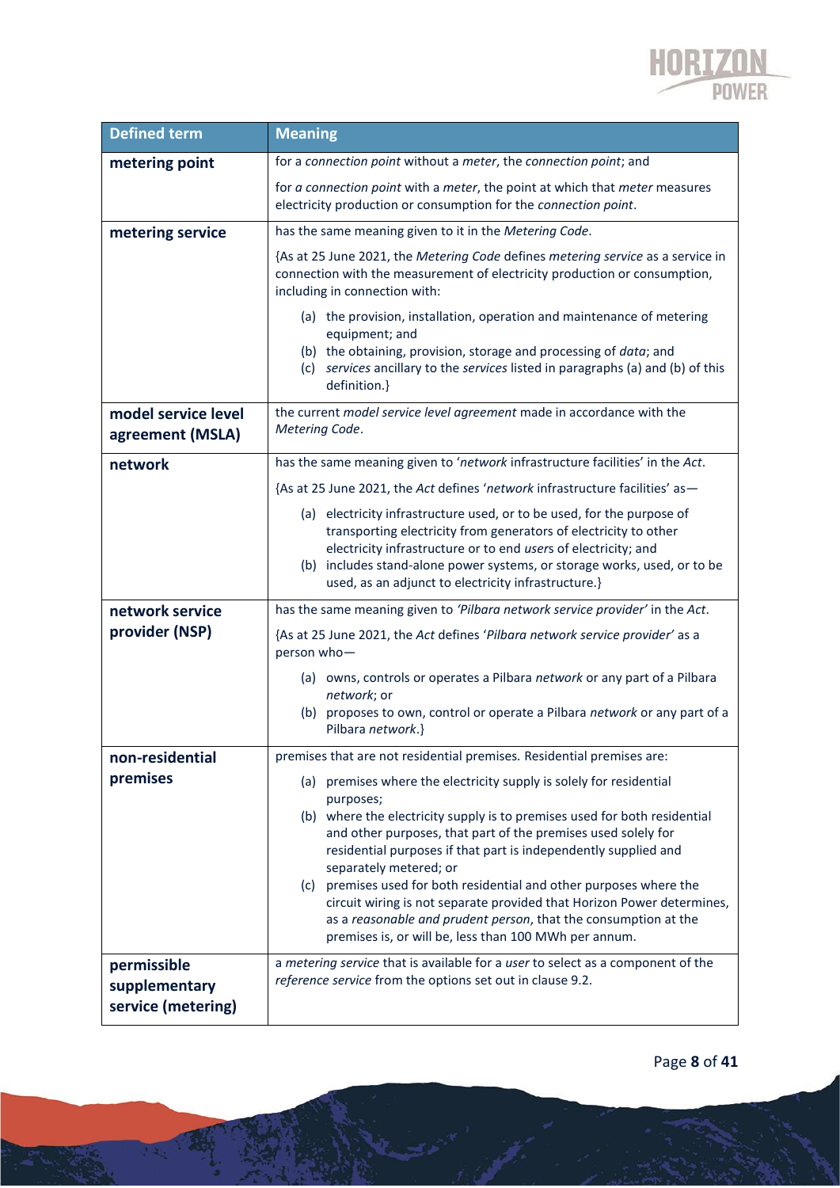| Defined term | Meaning |
| --- | --- |
| **metering point** | for a *connection point* without a *meter*, the *connection point*; and<br><br>for *a connection point* with a *meter*, the point at which that *meter* measures electricity production or consumption for the *connection point*. |
| **metering service** | has the same meaning given to it in the *Metering Code*.<br><br>{As at 25 June 2021, the *Metering Code* defines *metering service* as a service in connection with the measurement of electricity production or consumption, including in connection with:<br><br>(a) the provision, installation, operation and maintenance of metering equipment; and<br>(b) the obtaining, provision, storage and processing of *data*; and<br>(c) *services* ancillary to the *services* listed in paragraphs (a) and (b) of this definition.} |
| **model service level agreement (MSLA)** | the current *model service level agreement* made in accordance with the *Metering Code*. |
| **network** | has the same meaning given to '*network* infrastructure facilities' in the *Act*.<br><br>{As at 25 June 2021, the *Act* defines '*network* infrastructure facilities' as—<br><br>(a) electricity infrastructure used, or to be used, for the purpose of transporting electricity from generators of electricity to other electricity infrastructure or to end *user*s of electricity; and<br>(b) includes stand-alone power systems, or storage works, used, or to be used, as an adjunct to electricity infrastructure.} |
| **network service provider (NSP)** | has the same meaning given to *'Pilbara network service provider'* in the *Act*.<br><br>{As at 25 June 2021, the *Act* defines '*Pilbara network service provider*' as a person who—<br><br>(a) owns, controls or operates a Pilbara *network* or any part of a Pilbara *network*; or<br>(b) proposes to own, control or operate a Pilbara *network* or any part of a Pilbara *network*.} |
| **non-residential premises** | premises that are not residential premises. Residential premises are:<br><br>(a) premises where the electricity supply is solely for residential purposes;<br>(b) where the electricity supply is to premises used for both residential and other purposes, that part of the premises used solely for residential purposes if that part is independently supplied and separately metered; or<br>(c) premises used for both residential and other purposes where the circuit wiring is not separate provided that Horizon Power determines, as a *reasonable and prudent person*, that the consumption at the premises is, or will be, less than 100 MWh per annum. |
| **permissible supplementary service (metering)** | a *metering service* that is available for a *user* to select as a component of the *reference service* from the options set out in clause 9.2. |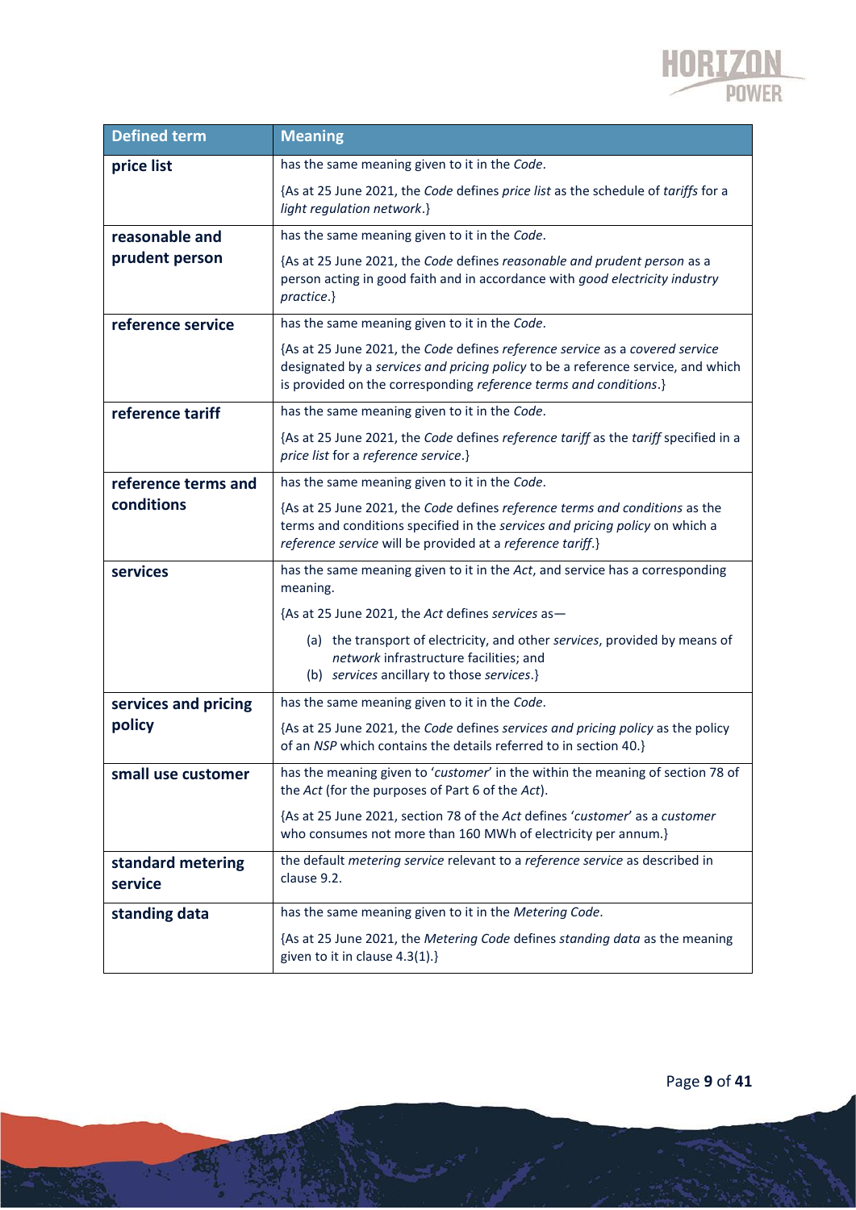| Defined term | Meaning |
|---|---|
| **price list** | has the same meaning given to it in the *Code*.<br><br>{As at 25 June 2021, the *Code* defines *price list* as the schedule of *tariffs* for a *light regulation network*.} |
| **reasonable and prudent person** | has the same meaning given to it in the *Code*.<br><br>{As at 25 June 2021, the *Code* defines *reasonable and prudent person* as a person acting in good faith and in accordance with *good electricity industry practice*.} |
| **reference service** | has the same meaning given to it in the *Code*.<br><br>{As at 25 June 2021, the *Code* defines *reference service* as a *covered service* designated by a *services and pricing policy* to be a reference service, and which is provided on the corresponding *reference terms and conditions*.} |
| **reference tariff** | has the same meaning given to it in the *Code*.<br><br>{As at 25 June 2021, the *Code* defines *reference tariff* as the *tariff* specified in a *price list* for a *reference service*.} |
| **reference terms and conditions** | has the same meaning given to it in the *Code*.<br><br>{As at 25 June 2021, the *Code* defines *reference terms and conditions* as the terms and conditions specified in the *services and pricing policy* on which a *reference service* will be provided at a *reference tariff*.} |
| **services** | has the same meaning given to it in the *Act*, and service has a corresponding meaning.<br><br>{As at 25 June 2021, the *Act* defines *services* as—<br><br>(a) the transport of electricity, and other *services*, provided by means of *network* infrastructure facilities; and<br>(b) *services* ancillary to those *services*.} |
| **services and pricing policy** | has the same meaning given to it in the *Code*.<br><br>{As at 25 June 2021, the *Code* defines *services and pricing policy* as the policy of an *NSP* which contains the details referred to in section 40.} |
| **small use customer** | has the meaning given to '*customer*' in the within the meaning of section 78 of the *Act* (for the purposes of Part 6 of the *Act*).<br><br>{As at 25 June 2021, section 78 of the *Act* defines '*customer*' as a *customer* who consumes not more than 160 MWh of electricity per annum.} |
| **standard metering service** | the default *metering service* relevant to a *reference service* as described in clause 9.2. |
| **standing data** | has the same meaning given to it in the *Metering Code*.<br><br>{As at 25 June 2021, the *Metering Code* defines *standing data* as the meaning given to it in clause 4.3(1).} |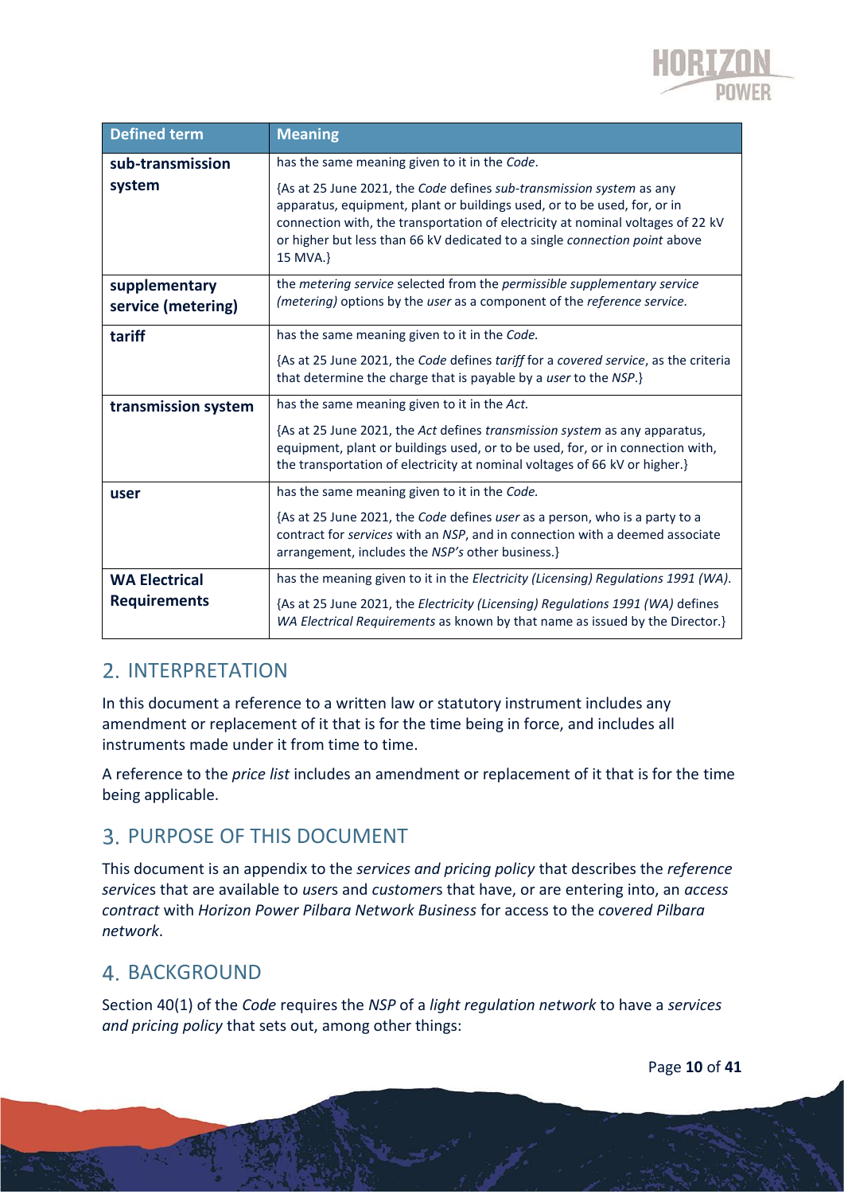| Defined term | Meaning |
|---|---|
| **sub-transmission system** | has the same meaning given to it in the *Code*.<br><br>{As at 25 June 2021, the *Code* defines *sub-transmission system* as any apparatus, equipment, plant or buildings used, or to be used, for, or in connection with, the transportation of electricity at nominal voltages of 22 kV or higher but less than 66 kV dedicated to a single *connection point* above 15 MVA.} |
| **supplementary service (metering)** | the *metering service* selected from the *permissible supplementary service (metering)* options by the *user* as a component of the *reference service*. |
| **tariff** | has the same meaning given to it in the *Code*.<br><br>{As at 25 June 2021, the *Code* defines *tariff* for a *covered service*, as the criteria that determine the charge that is payable by a *user* to the *NSP*.} |
| **transmission system** | has the same meaning given to it in the *Act*.<br><br>{As at 25 June 2021, the *Act* defines *transmission system* as any apparatus, equipment, plant or buildings used, or to be used, for, or in connection with, the transportation of electricity at nominal voltages of 66 kV or higher.} |
| **user** | has the same meaning given to it in the *Code*.<br><br>{As at 25 June 2021, the *Code* defines *user* as a person, who is a party to a contract for *services* with an *NSP*, and in connection with a deemed associate arrangement, includes the *NSP's* other business.} |
| **WA Electrical Requirements** | has the meaning given to it in the *Electricity (Licensing) Regulations 1991 (WA)*.<br><br>{As at 25 June 2021, the *Electricity (Licensing) Regulations 1991 (WA)* defines *WA Electrical Requirements* as known by that name as issued by the Director.} |

## 2. INTERPRETATION

In this document a reference to a written law or statutory instrument includes any amendment or replacement of it that is for the time being in force, and includes all instruments made under it from time to time.

A reference to the *price list* includes an amendment or replacement of it that is for the time being applicable.

## 3. PURPOSE OF THIS DOCUMENT

This document is an appendix to the *services and pricing policy* that describes the *reference services* that are available to *users* and *customers* that have, or are entering into, an *access contract* with *Horizon Power Pilbara Network Business* for access to the *covered Pilbara network*.

## 4. BACKGROUND

Section 40(1) of the *Code* requires the *NSP* of a *light regulation network* to have a *services and pricing policy* that sets out, among other things: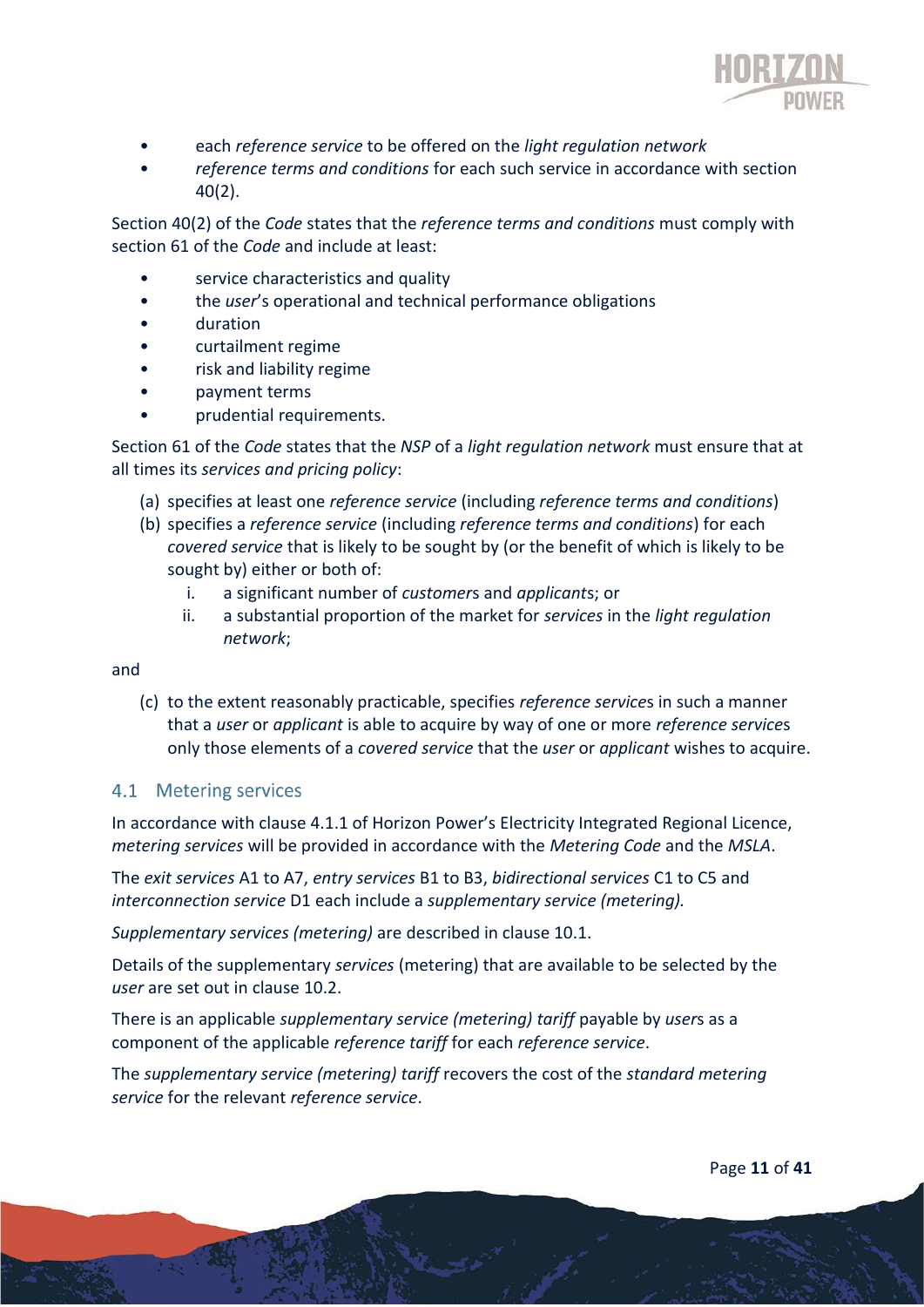- each *reference service* to be offered on the *light regulation network*
- *reference terms and conditions* for each such service in accordance with section 40(2).

Section 40(2) of the *Code* states that the *reference terms and conditions* must comply with section 61 of the *Code* and include at least:

- service characteristics and quality
- the *user*'s operational and technical performance obligations
- duration
- curtailment regime
- risk and liability regime
- payment terms
- prudential requirements.

Section 61 of the *Code* states that the *NSP* of a *light regulation network* must ensure that at all times its *services and pricing policy*:

(a) specifies at least one *reference service* (including *reference terms and conditions*)

(b) specifies a *reference service* (including *reference terms and conditions*) for each *covered service* that is likely to be sought by (or the benefit of which is likely to be sought by) either or both of:

   i. a significant number of *customer*s and *applicant*s; or

   ii. a substantial proportion of the market for *services* in the *light regulation network*;

and

(c) to the extent reasonably practicable, specifies *reference service*s in such a manner that a *user* or *applicant* is able to acquire by way of one or more *reference service*s only those elements of a *covered service* that the *user* or *applicant* wishes to acquire.

## 4.1 Metering services

In accordance with clause 4.1.1 of Horizon Power's Electricity Integrated Regional Licence, *metering services* will be provided in accordance with the *Metering Code* and the *MSLA*.

The *exit services* A1 to A7, *entry services* B1 to B3, *bidirectional services* C1 to C5 and *interconnection service* D1 each include a *supplementary service (metering).*

*Supplementary services (metering)* are described in clause 10.1.

Details of the supplementary *services* (metering) that are available to be selected by the *user* are set out in clause 10.2.

There is an applicable *supplementary service (metering) tariff* payable by *user*s as a component of the applicable *reference tariff* for each *reference service*.

The *supplementary service (metering) tariff* recovers the cost of the *standard metering service* for the relevant *reference service*.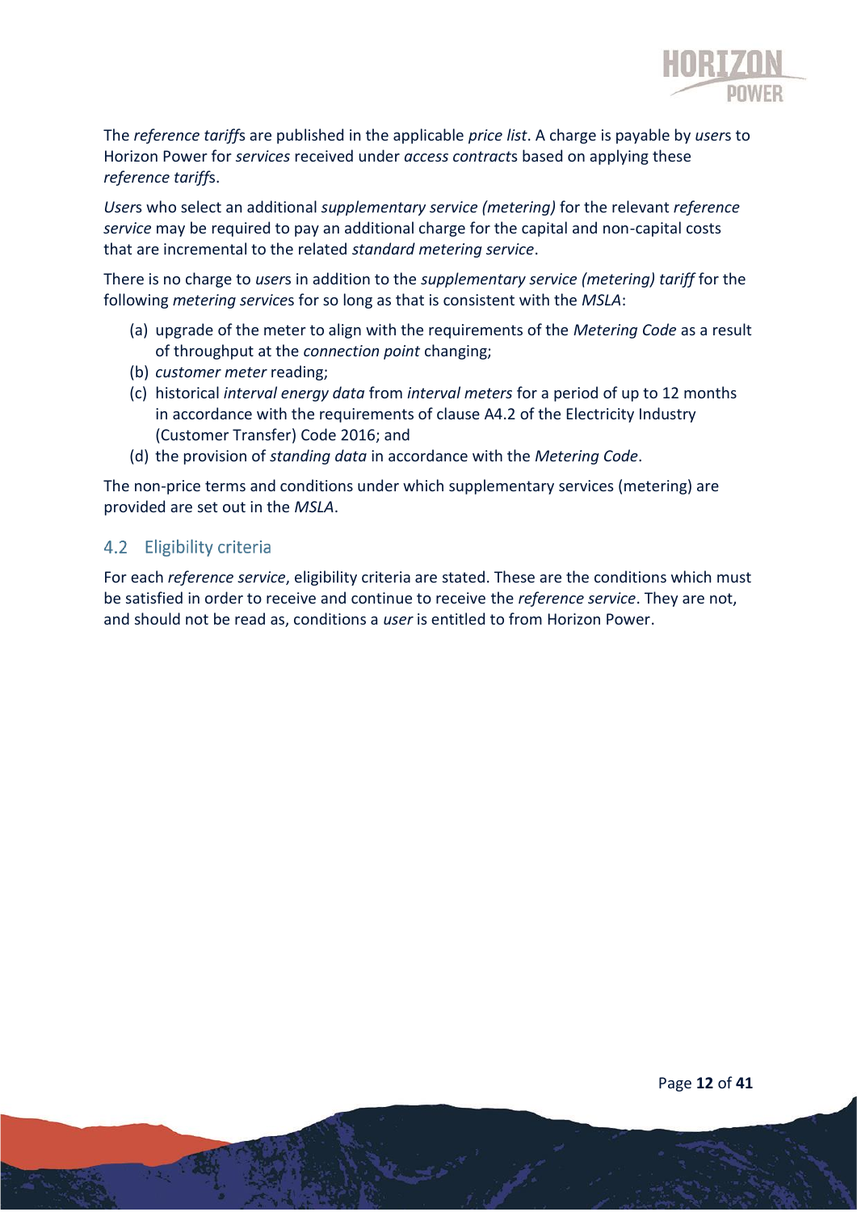The *reference tariffs* are published in the applicable *price list*. A charge is payable by *users* to Horizon Power for *services* received under *access contracts* based on applying these *reference tariffs*.

*Users* who select an additional *supplementary service (metering)* for the relevant *reference service* may be required to pay an additional charge for the capital and non-capital costs that are incremental to the related *standard metering service*.

There is no charge to *users* in addition to the *supplementary service (metering) tariff* for the following *metering services* for so long as that is consistent with the *MSLA*:

(a) upgrade of the meter to align with the requirements of the *Metering Code* as a result of throughput at the *connection point* changing;
(b) *customer meter* reading;
(c) historical *interval energy data* from *interval meters* for a period of up to 12 months in accordance with the requirements of clause A4.2 of the Electricity Industry (Customer Transfer) Code 2016; and
(d) the provision of *standing data* in accordance with the *Metering Code*.

The non-price terms and conditions under which supplementary services (metering) are provided are set out in the *MSLA*.

## 4.2 Eligibility criteria

For each *reference service*, eligibility criteria are stated. These are the conditions which must be satisfied in order to receive and continue to receive the *reference service*. They are not, and should not be read as, conditions a *user* is entitled to from Horizon Power.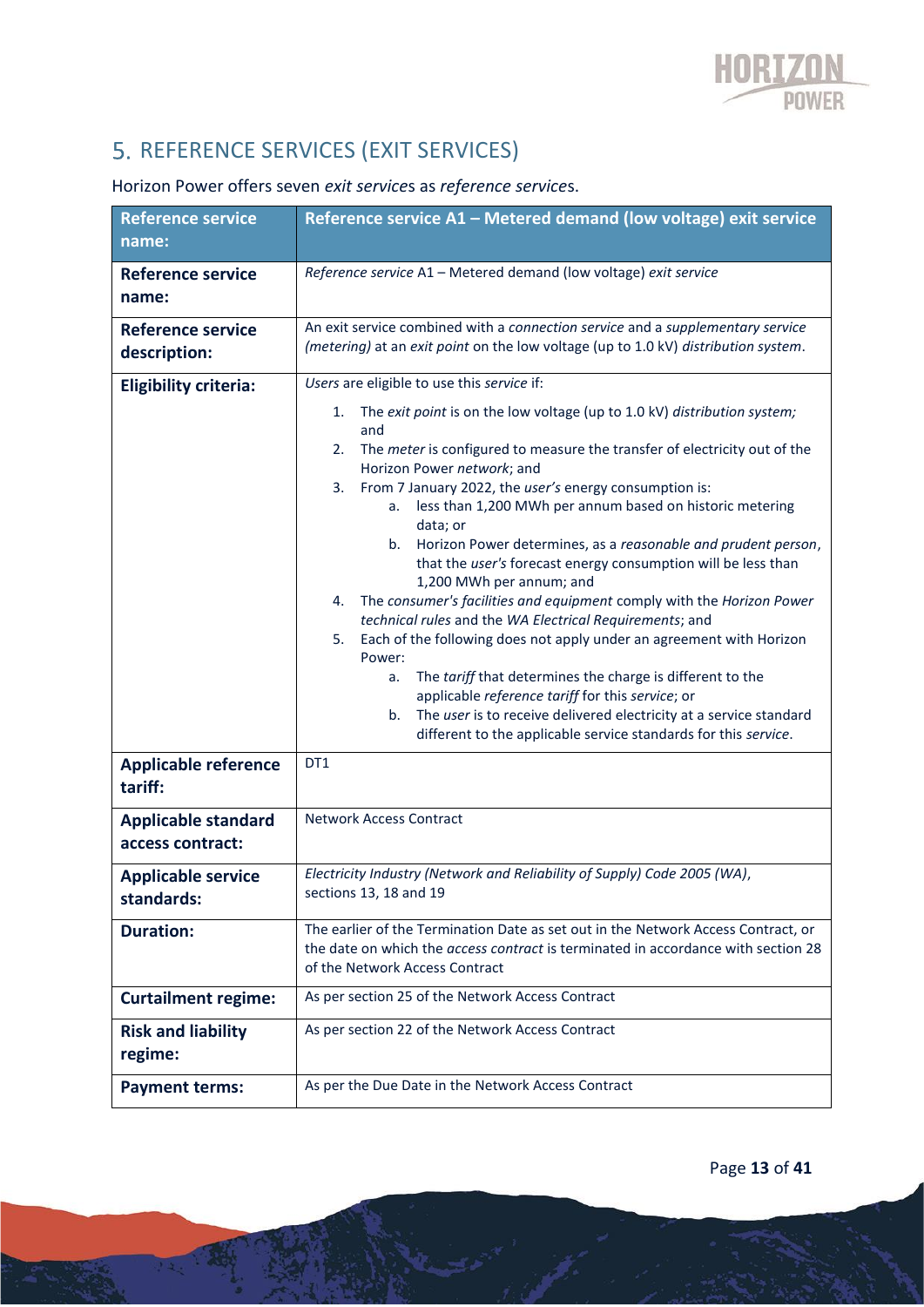## 5. REFERENCE SERVICES (EXIT SERVICES)

Horizon Power offers seven *exit services* as *reference services*.

| Reference service name: | Reference service A1 – Metered demand (low voltage) exit service |
|---|---|
| **Reference service name:** | *Reference service* A1 – Metered demand (low voltage) *exit service* |
| **Reference service description:** | An exit service combined with a *connection service* and a *supplementary service (metering)* at an *exit point* on the low voltage (up to 1.0 kV) *distribution system*. |
| **Eligibility criteria:** | *Users* are eligible to use this *service* if:<br>1. The *exit point* is on the low voltage (up to 1.0 kV) *distribution system;* and<br>2. The *meter* is configured to measure the transfer of electricity out of the Horizon Power *network*; and<br>3. From 7 January 2022, the *user's* energy consumption is:<br>&nbsp;&nbsp;&nbsp;&nbsp;a. less than 1,200 MWh per annum based on historic metering data; or<br>&nbsp;&nbsp;&nbsp;&nbsp;b. Horizon Power determines, as a *reasonable and prudent person*, that the *user's* forecast energy consumption will be less than 1,200 MWh per annum; and<br>4. The *consumer's facilities and equipment* comply with the *Horizon Power technical rules* and the *WA Electrical Requirements*; and<br>5. Each of the following does not apply under an agreement with Horizon Power:<br>&nbsp;&nbsp;&nbsp;&nbsp;a. The *tariff* that determines the charge is different to the applicable *reference tariff* for this *service*; or<br>&nbsp;&nbsp;&nbsp;&nbsp;b. The *user* is to receive delivered electricity at a service standard different to the applicable service standards for this *service*. |
| **Applicable reference tariff:** | DT1 |
| **Applicable standard access contract:** | Network Access Contract |
| **Applicable service standards:** | *Electricity Industry (Network and Reliability of Supply) Code 2005 (WA)*, sections 13, 18 and 19 |
| **Duration:** | The earlier of the Termination Date as set out in the Network Access Contract, or the date on which the *access contract* is terminated in accordance with section 28 of the Network Access Contract |
| **Curtailment regime:** | As per section 25 of the Network Access Contract |
| **Risk and liability regime:** | As per section 22 of the Network Access Contract |
| **Payment terms:** | As per the Due Date in the Network Access Contract |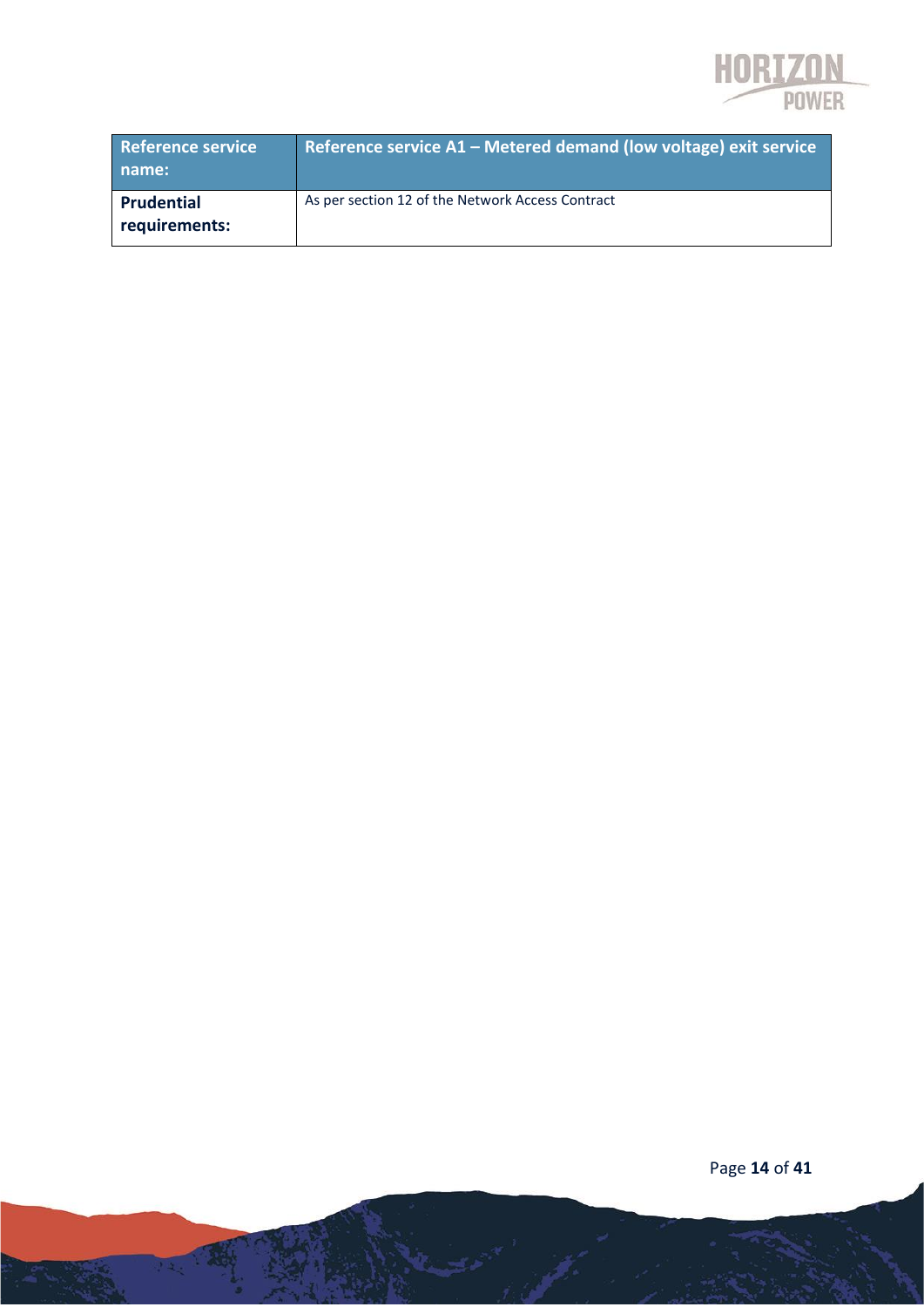| Reference service name: | Reference service A1 – Metered demand (low voltage) exit service |
|---|---|
| **Prudential requirements:** | As per section 12 of the Network Access Contract |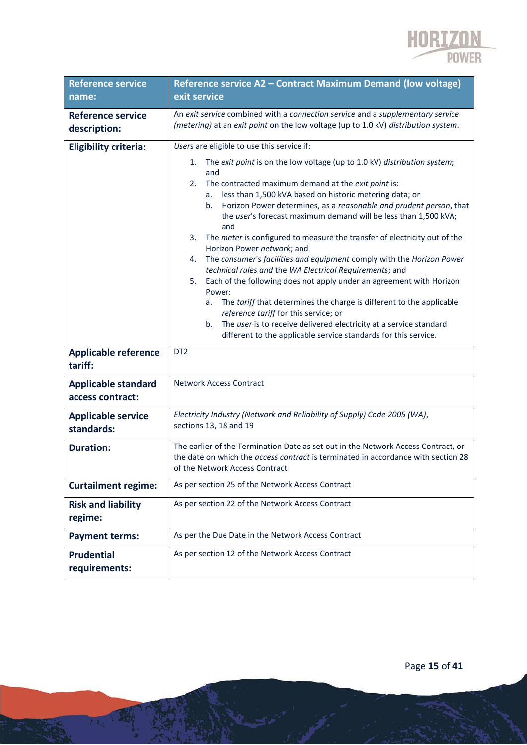| Reference service name: | Reference service A2 – Contract Maximum Demand (low voltage) exit service |
|---|---|
| **Reference service description:** | An *exit service* combined with a *connection service* and a *supplementary service (metering)* at an *exit point* on the low voltage (up to 1.0 kV) *distribution system*. |
| **Eligibility criteria:** | *Users* are eligible to use this service if:<br>1. The *exit point* is on the low voltage (up to 1.0 kV) *distribution system*; and<br>2. The contracted maximum demand at the *exit point* is:<br>&nbsp;&nbsp;a. less than 1,500 kVA based on historic metering data; or<br>&nbsp;&nbsp;b. Horizon Power determines, as a *reasonable and prudent person*, that the *user*'s forecast maximum demand will be less than 1,500 kVA; and<br>3. The *meter* is configured to measure the transfer of electricity out of the Horizon Power *network*; and<br>4. The *consumer*'s *facilities and equipment* comply with the *Horizon Power technical rules and* the *WA Electrical Requirements*; and<br>5. Each of the following does not apply under an agreement with Horizon Power:<br>&nbsp;&nbsp;a. The *tariff* that determines the charge is different to the applicable *reference tariff* for this service; or<br>&nbsp;&nbsp;b. The *user* is to receive delivered electricity at a service standard different to the applicable service standards for this service. |
| **Applicable reference tariff:** | DT2 |
| **Applicable standard access contract:** | Network Access Contract |
| **Applicable service standards:** | *Electricity Industry (Network and Reliability of Supply) Code 2005 (WA)*, sections 13, 18 and 19 |
| **Duration:** | The earlier of the Termination Date as set out in the Network Access Contract, or the date on which the *access contract* is terminated in accordance with section 28 of the Network Access Contract |
| **Curtailment regime:** | As per section 25 of the Network Access Contract |
| **Risk and liability regime:** | As per section 22 of the Network Access Contract |
| **Payment terms:** | As per the Due Date in the Network Access Contract |
| **Prudential requirements:** | As per section 12 of the Network Access Contract |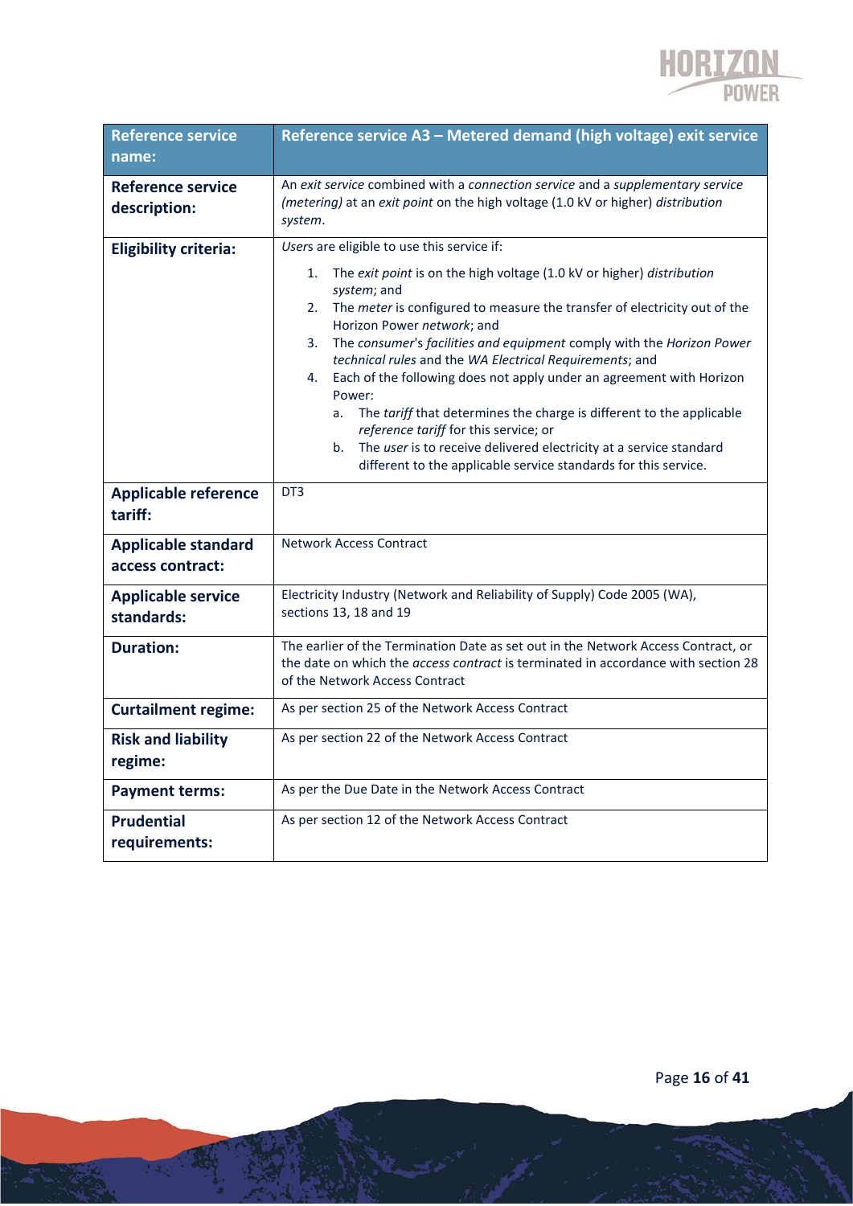| Reference service name: | Reference service A3 – Metered demand (high voltage) exit service |
|---|---|
| **Reference service description:** | An *exit service* combined with a *connection service* and a *supplementary service (metering)* at an *exit point* on the high voltage (1.0 kV or higher) *distribution system*. |
| **Eligibility criteria:** | *Users* are eligible to use this service if:<br>1. The *exit point* is on the high voltage (1.0 kV or higher) *distribution system*; and<br>2. The *meter* is configured to measure the transfer of electricity out of the Horizon Power *network*; and<br>3. The *consumer*'s *facilities and equipment* comply with the *Horizon Power technical rules* and the *WA Electrical Requirements*; and<br>4. Each of the following does not apply under an agreement with Horizon Power:<br>a. The *tariff* that determines the charge is different to the applicable *reference tariff* for this service; or<br>b. The *user* is to receive delivered electricity at a service standard different to the applicable service standards for this service. |
| **Applicable reference tariff:** | DT3 |
| **Applicable standard access contract:** | Network Access Contract |
| **Applicable service standards:** | Electricity Industry (Network and Reliability of Supply) Code 2005 (WA), sections 13, 18 and 19 |
| **Duration:** | The earlier of the Termination Date as set out in the Network Access Contract, or the date on which the *access contract* is terminated in accordance with section 28 of the Network Access Contract |
| **Curtailment regime:** | As per section 25 of the Network Access Contract |
| **Risk and liability regime:** | As per section 22 of the Network Access Contract |
| **Payment terms:** | As per the Due Date in the Network Access Contract |
| **Prudential requirements:** | As per section 12 of the Network Access Contract |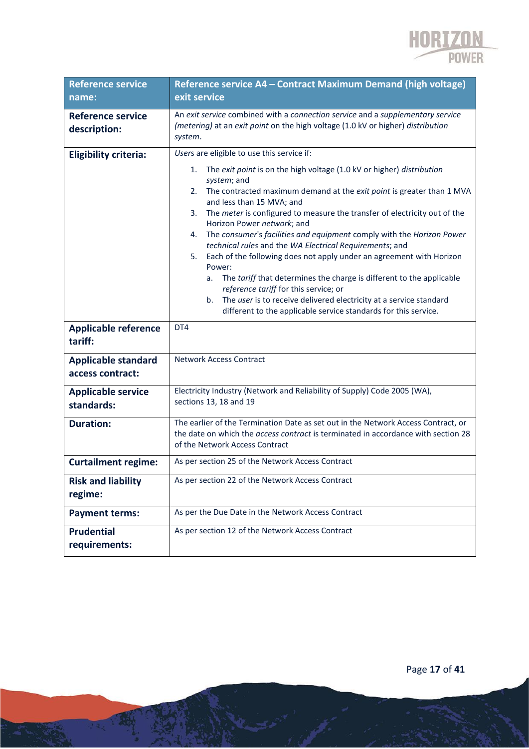| **Reference service name:** | **Reference service A4 – Contract Maximum Demand (high voltage) exit service** |
|---|---|
| **Reference service description:** | An *exit service* combined with a *connection service* and a *supplementary service (metering)* at an *exit point* on the high voltage (1.0 kV or higher) *distribution system*. |
| **Eligibility criteria:** | *Users* are eligible to use this service if:<br>1. The *exit point* is on the high voltage (1.0 kV or higher) *distribution system*; and<br>2. The contracted maximum demand at the *exit point* is greater than 1 MVA and less than 15 MVA; and<br>3. The *meter* is configured to measure the transfer of electricity out of the Horizon Power *network*; and<br>4. The *consumer*'s *facilities and equipment* comply with the *Horizon Power technical rules* and the *WA Electrical Requirements*; and<br>5. Each of the following does not apply under an agreement with Horizon Power:<br>a. The *tariff* that determines the charge is different to the applicable *reference tariff* for this service; or<br>b. The *user* is to receive delivered electricity at a service standard different to the applicable service standards for this service. |
| **Applicable reference tariff:** | DT4 |
| **Applicable standard access contract:** | Network Access Contract |
| **Applicable service standards:** | Electricity Industry (Network and Reliability of Supply) Code 2005 (WA), sections 13, 18 and 19 |
| **Duration:** | The earlier of the Termination Date as set out in the Network Access Contract, or the date on which the *access contract* is terminated in accordance with section 28 of the Network Access Contract |
| **Curtailment regime:** | As per section 25 of the Network Access Contract |
| **Risk and liability regime:** | As per section 22 of the Network Access Contract |
| **Payment terms:** | As per the Due Date in the Network Access Contract |
| **Prudential requirements:** | As per section 12 of the Network Access Contract |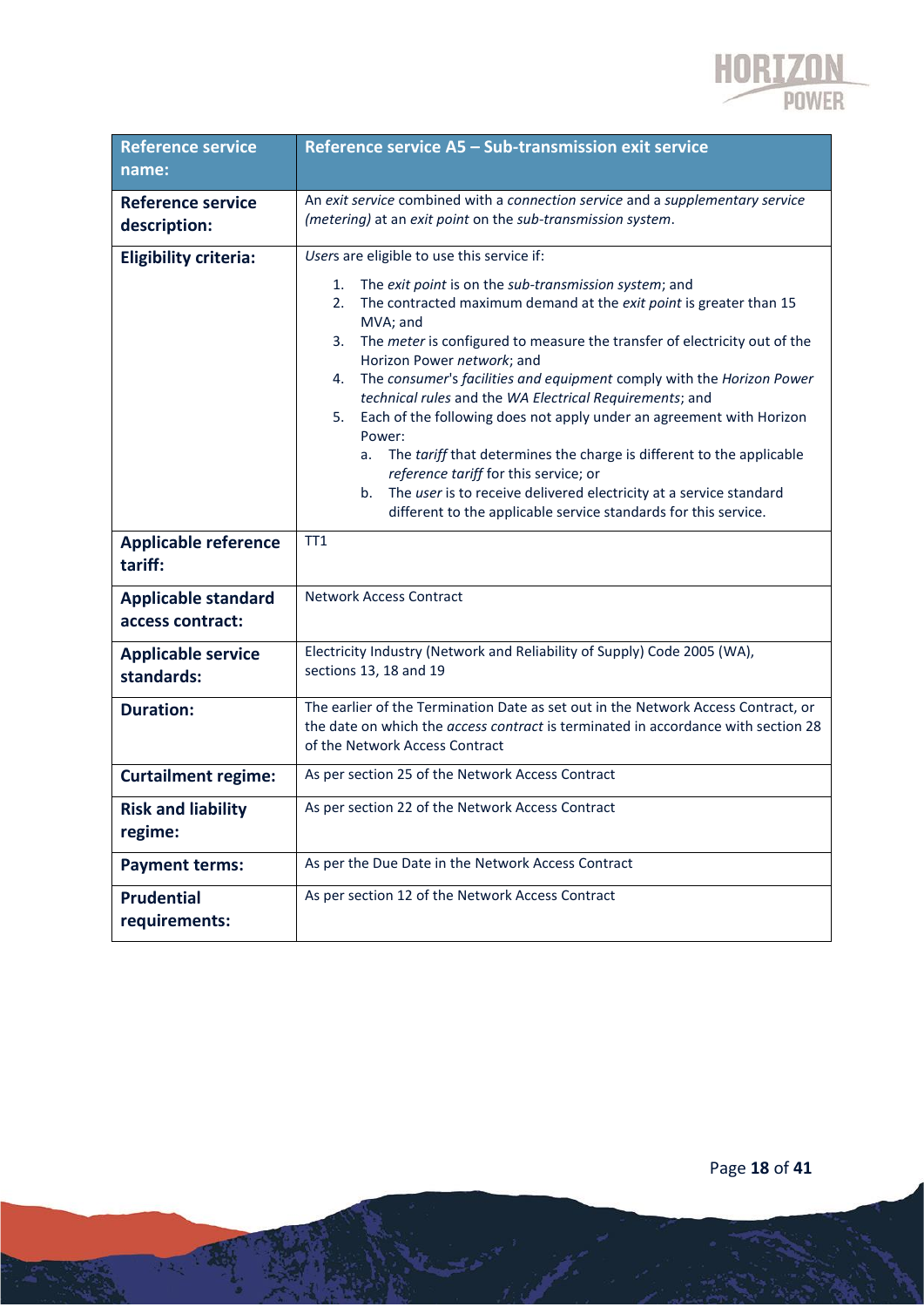| Reference service name: | Reference service A5 – Sub-transmission exit service |
|---|---|
| **Reference service description:** | An *exit service* combined with a *connection service* and a *supplementary service (metering)* at an *exit point* on the *sub-transmission system*. |
| **Eligibility criteria:** | *User*s are eligible to use this service if:<br>1. The *exit point* is on the *sub-transmission system*; and<br>2. The contracted maximum demand at the *exit point* is greater than 15 MVA; and<br>3. The *meter* is configured to measure the transfer of electricity out of the Horizon Power *network*; and<br>4. The *consumer*'s *facilities and equipment* comply with the *Horizon Power technical rules* and the *WA Electrical Requirements*; and<br>5. Each of the following does not apply under an agreement with Horizon Power:<br>a. The *tariff* that determines the charge is different to the applicable *reference tariff* for this service; or<br>b. The *user* is to receive delivered electricity at a service standard different to the applicable service standards for this service. |
| **Applicable reference tariff:** | TT1 |
| **Applicable standard access contract:** | Network Access Contract |
| **Applicable service standards:** | Electricity Industry (Network and Reliability of Supply) Code 2005 (WA), sections 13, 18 and 19 |
| **Duration:** | The earlier of the Termination Date as set out in the Network Access Contract, or the date on which the *access contract* is terminated in accordance with section 28 of the Network Access Contract |
| **Curtailment regime:** | As per section 25 of the Network Access Contract |
| **Risk and liability regime:** | As per section 22 of the Network Access Contract |
| **Payment terms:** | As per the Due Date in the Network Access Contract |
| **Prudential requirements:** | As per section 12 of the Network Access Contract |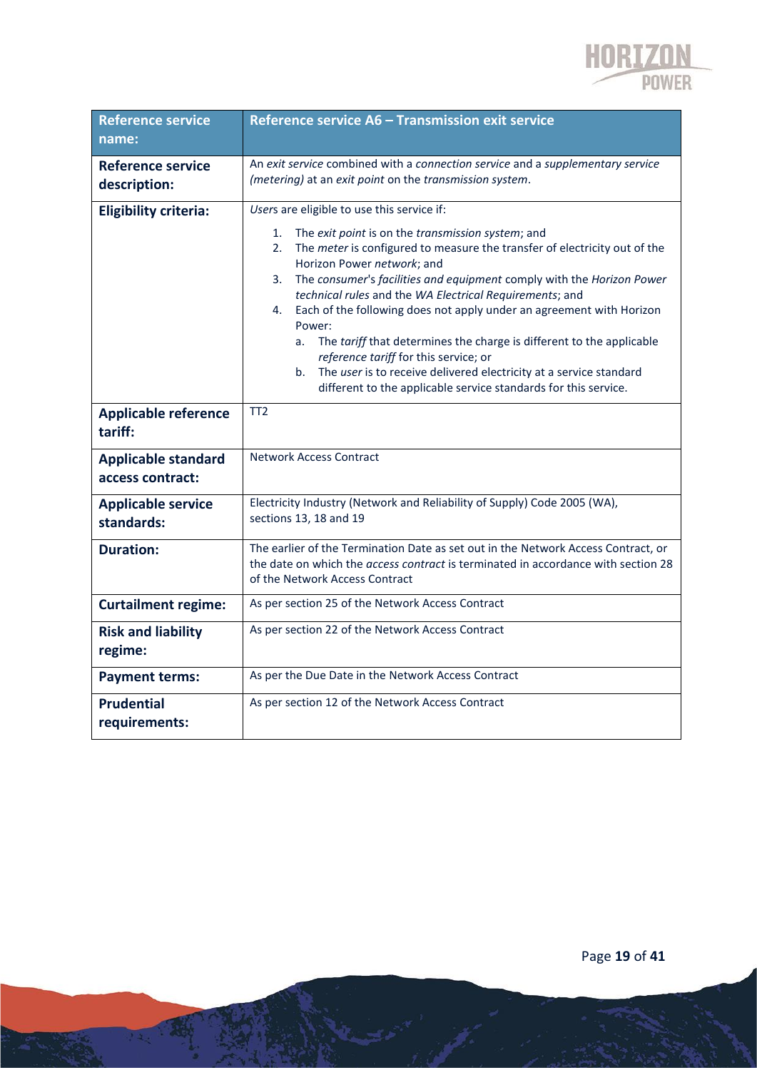| Reference service name: | Reference service A6 – Transmission exit service |
|---|---|
| **Reference service description:** | An *exit service* combined with a *connection service* and a *supplementary service (metering)* at an *exit point* on the *transmission system*. |
| **Eligibility criteria:** | *Users* are eligible to use this service if:<br>1. The *exit point* is on the *transmission system*; and<br>2. The *meter* is configured to measure the transfer of electricity out of the Horizon Power *network*; and<br>3. The *consumer*'s *facilities and equipment* comply with the *Horizon Power technical rules* and the *WA Electrical Requirements*; and<br>4. Each of the following does not apply under an agreement with Horizon Power:<br>a. The *tariff* that determines the charge is different to the applicable *reference tariff* for this service; or<br>b. The *user* is to receive delivered electricity at a service standard different to the applicable service standards for this service. |
| **Applicable reference tariff:** | TT2 |
| **Applicable standard access contract:** | Network Access Contract |
| **Applicable service standards:** | Electricity Industry (Network and Reliability of Supply) Code 2005 (WA), sections 13, 18 and 19 |
| **Duration:** | The earlier of the Termination Date as set out in the Network Access Contract, or the date on which the *access contract* is terminated in accordance with section 28 of the Network Access Contract |
| **Curtailment regime:** | As per section 25 of the Network Access Contract |
| **Risk and liability regime:** | As per section 22 of the Network Access Contract |
| **Payment terms:** | As per the Due Date in the Network Access Contract |
| **Prudential requirements:** | As per section 12 of the Network Access Contract |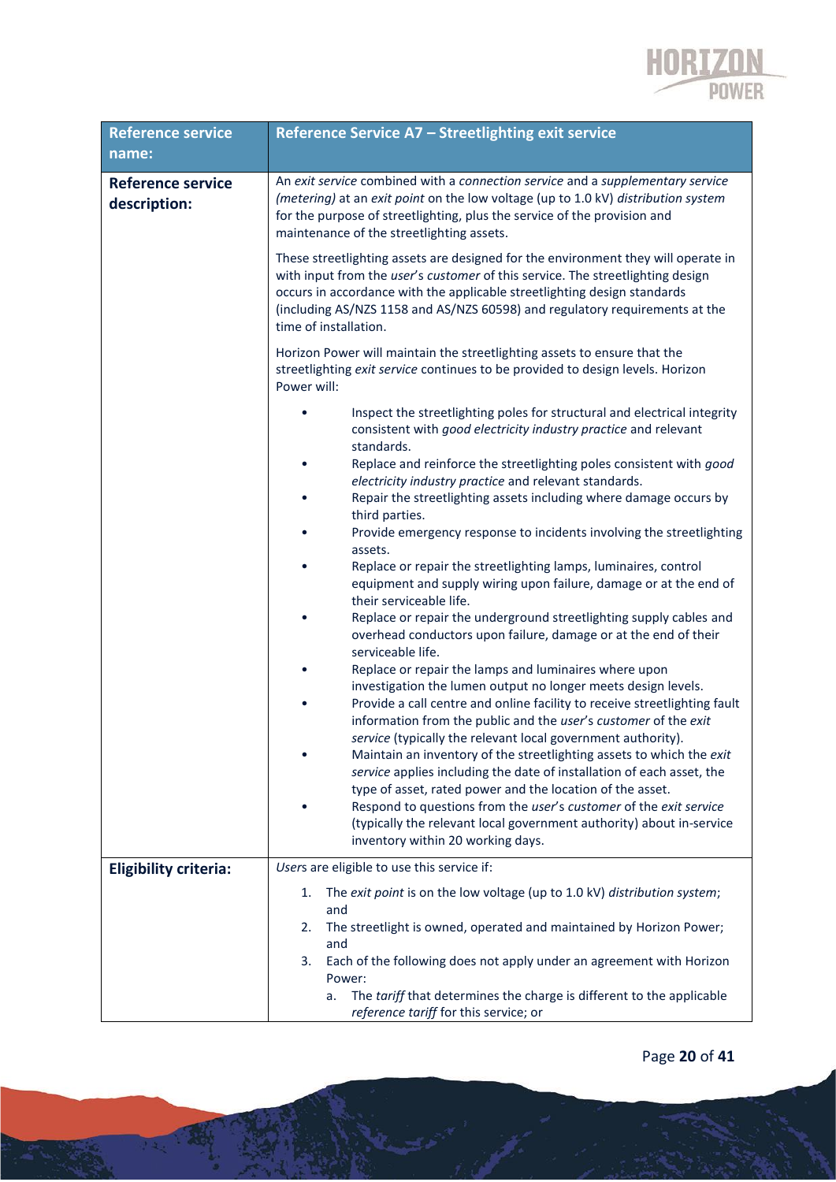| Reference service name: | Reference Service A7 – Streetlighting exit service |
|---|---|
| **Reference service description:** | An *exit service* combined with a *connection service* and a *supplementary service (metering)* at an *exit point* on the low voltage (up to 1.0 kV) *distribution system* for the purpose of streetlighting, plus the service of the provision and maintenance of the streetlighting assets.<br><br>These streetlighting assets are designed for the environment they will operate in with input from the *user*'s *customer* of this service. The streetlighting design occurs in accordance with the applicable streetlighting design standards (including AS/NZS 1158 and AS/NZS 60598) and regulatory requirements at the time of installation.<br><br>Horizon Power will maintain the streetlighting assets to ensure that the streetlighting *exit service* continues to be provided to design levels. Horizon Power will:<br><br>• Inspect the streetlighting poles for structural and electrical integrity consistent with *good electricity industry practice* and relevant standards.<br>• Replace and reinforce the streetlighting poles consistent with *good electricity industry practice* and relevant standards.<br>• Repair the streetlighting assets including where damage occurs by third parties.<br>• Provide emergency response to incidents involving the streetlighting assets.<br>• Replace or repair the streetlighting lamps, luminaires, control equipment and supply wiring upon failure, damage or at the end of their serviceable life.<br>• Replace or repair the underground streetlighting supply cables and overhead conductors upon failure, damage or at the end of their serviceable life.<br>• Replace or repair the lamps and luminaires where upon investigation the lumen output no longer meets design levels.<br>• Provide a call centre and online facility to receive streetlighting fault information from the public and the *user*'s *customer* of the *exit service* (typically the relevant local government authority).<br>• Maintain an inventory of the streetlighting assets to which the *exit service* applies including the date of installation of each asset, the type of asset, rated power and the location of the asset.<br>• Respond to questions from the *user*'s *customer* of the *exit service* (typically the relevant local government authority) about in-service inventory within 20 working days. |
| **Eligibility criteria:** | *User*s are eligible to use this service if:<br><br>1. The *exit point* is on the low voltage (up to 1.0 kV) *distribution system*; and<br>2. The streetlight is owned, operated and maintained by Horizon Power; and<br>3. Each of the following does not apply under an agreement with Horizon Power:<br>&nbsp;&nbsp;&nbsp;&nbsp;a. The *tariff* that determines the charge is different to the applicable *reference tariff* for this service; or |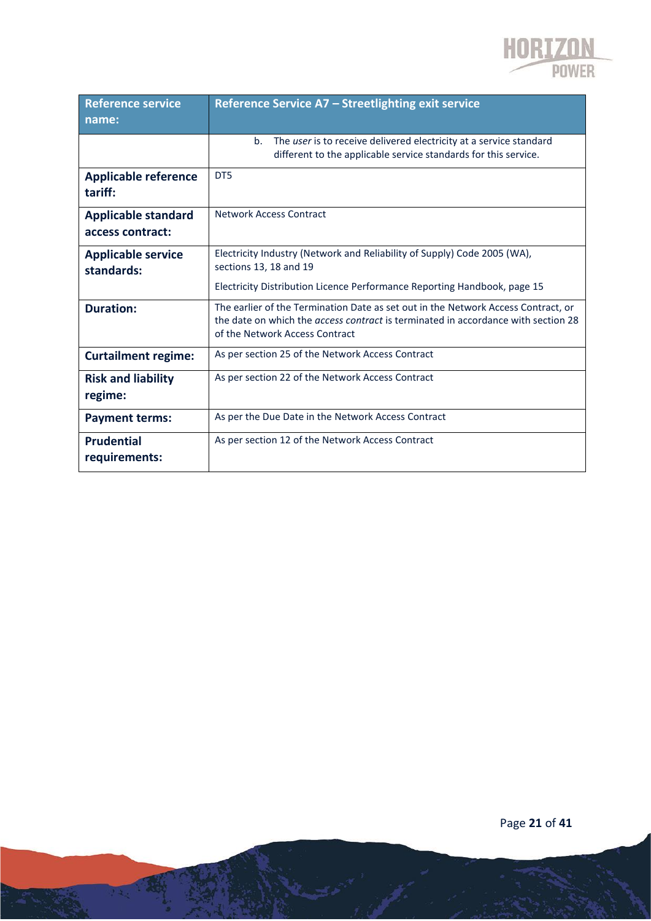| Reference service name: | Reference Service A7 – Streetlighting exit service |
|---|---|
| | b. The *user* is to receive delivered electricity at a service standard different to the applicable service standards for this service. |
| **Applicable reference tariff:** | DT5 |
| **Applicable standard access contract:** | Network Access Contract |
| **Applicable service standards:** | Electricity Industry (Network and Reliability of Supply) Code 2005 (WA), sections 13, 18 and 19<br><br>Electricity Distribution Licence Performance Reporting Handbook, page 15 |
| **Duration:** | The earlier of the Termination Date as set out in the Network Access Contract, or the date on which the *access contract* is terminated in accordance with section 28 of the Network Access Contract |
| **Curtailment regime:** | As per section 25 of the Network Access Contract |
| **Risk and liability regime:** | As per section 22 of the Network Access Contract |
| **Payment terms:** | As per the Due Date in the Network Access Contract |
| **Prudential requirements:** | As per section 12 of the Network Access Contract |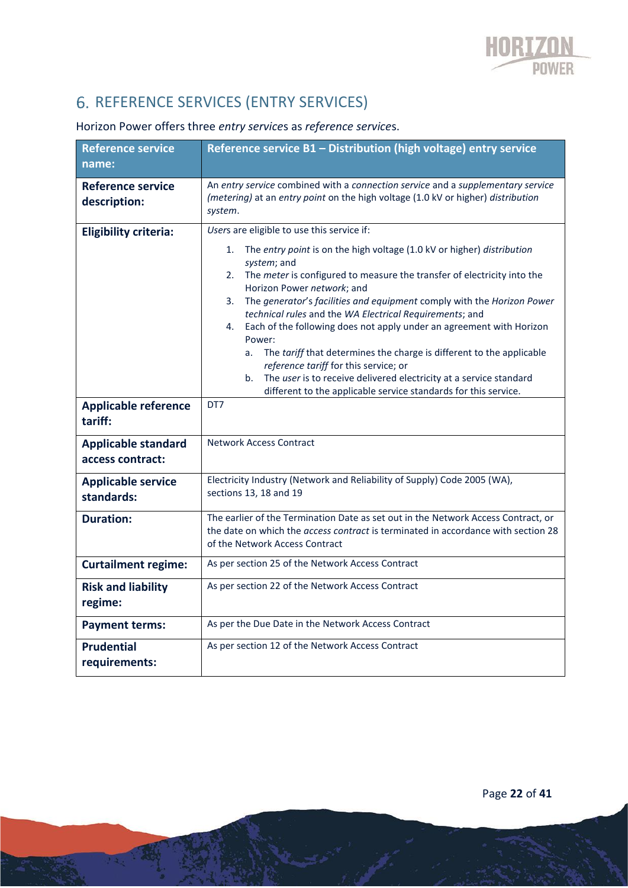# 6. REFERENCE SERVICES (ENTRY SERVICES)

Horizon Power offers three *entry services* as *reference services*.

| Reference service name: | Reference service B1 – Distribution (high voltage) entry service |
|---|---|
| **Reference service description:** | An *entry service* combined with a *connection service* and a *supplementary service (metering)* at an *entry point* on the high voltage (1.0 kV or higher) *distribution system*. |
| **Eligibility criteria:** | *Users* are eligible to use this service if:<br>1. The *entry point* is on the high voltage (1.0 kV or higher) *distribution system*; and<br>2. The *meter* is configured to measure the transfer of electricity into the Horizon Power *network*; and<br>3. The *generator*'s *facilities and equipment* comply with the *Horizon Power technical rules* and the *WA Electrical Requirements*; and<br>4. Each of the following does not apply under an agreement with Horizon Power:<br>a. The *tariff* that determines the charge is different to the applicable *reference tariff* for this service; or<br>b. The *user* is to receive delivered electricity at a service standard different to the applicable service standards for this service. |
| **Applicable reference tariff:** | DT7 |
| **Applicable standard access contract:** | Network Access Contract |
| **Applicable service standards:** | Electricity Industry (Network and Reliability of Supply) Code 2005 (WA), sections 13, 18 and 19 |
| **Duration:** | The earlier of the Termination Date as set out in the Network Access Contract, or the date on which the *access contract* is terminated in accordance with section 28 of the Network Access Contract |
| **Curtailment regime:** | As per section 25 of the Network Access Contract |
| **Risk and liability regime:** | As per section 22 of the Network Access Contract |
| **Payment terms:** | As per the Due Date in the Network Access Contract |
| **Prudential requirements:** | As per section 12 of the Network Access Contract |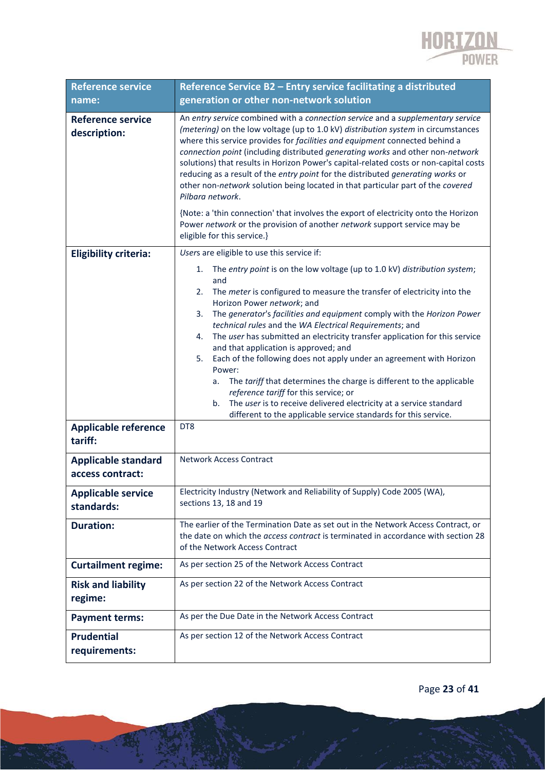| Reference service name: | Reference Service B2 – Entry service facilitating a distributed generation or other non-network solution |
|---|---|
| **Reference service description:** | An *entry service* combined with a *connection service* and a *supplementary service (metering)* on the low voltage (up to 1.0 kV) *distribution system* in circumstances where this service provides for *facilities and equipment* connected behind a *connection point* (including distributed *generating works* and other non-*network* solutions) that results in Horizon Power's capital-related costs or non-capital costs reducing as a result of the *entry point* for the distributed *generating works* or other non-*network* solution being located in that particular part of the *covered Pilbara network*.<br><br>{Note: a 'thin connection' that involves the export of electricity onto the Horizon Power *network* or the provision of another *network* support service may be eligible for this service.} |
| **Eligibility criteria:** | *Users* are eligible to use this service if:<br><br>1. The *entry point* is on the low voltage (up to 1.0 kV) *distribution system*; and<br>2. The *meter* is configured to measure the transfer of electricity into the Horizon Power *network*; and<br>3. The *generator*'s *facilities and equipment* comply with the *Horizon Power technical rules* and the *WA Electrical Requirements*; and<br>4. The *user* has submitted an electricity transfer application for this service and that application is approved; and<br>5. Each of the following does not apply under an agreement with Horizon Power:<br>  a. The *tariff* that determines the charge is different to the applicable *reference tariff* for this service; or<br>  b. The *user* is to receive delivered electricity at a service standard different to the applicable service standards for this service. |
| **Applicable reference tariff:** | DT8 |
| **Applicable standard access contract:** | Network Access Contract |
| **Applicable service standards:** | Electricity Industry (Network and Reliability of Supply) Code 2005 (WA), sections 13, 18 and 19 |
| **Duration:** | The earlier of the Termination Date as set out in the Network Access Contract, or the date on which the *access contract* is terminated in accordance with section 28 of the Network Access Contract |
| **Curtailment regime:** | As per section 25 of the Network Access Contract |
| **Risk and liability regime:** | As per section 22 of the Network Access Contract |
| **Payment terms:** | As per the Due Date in the Network Access Contract |
| **Prudential requirements:** | As per section 12 of the Network Access Contract |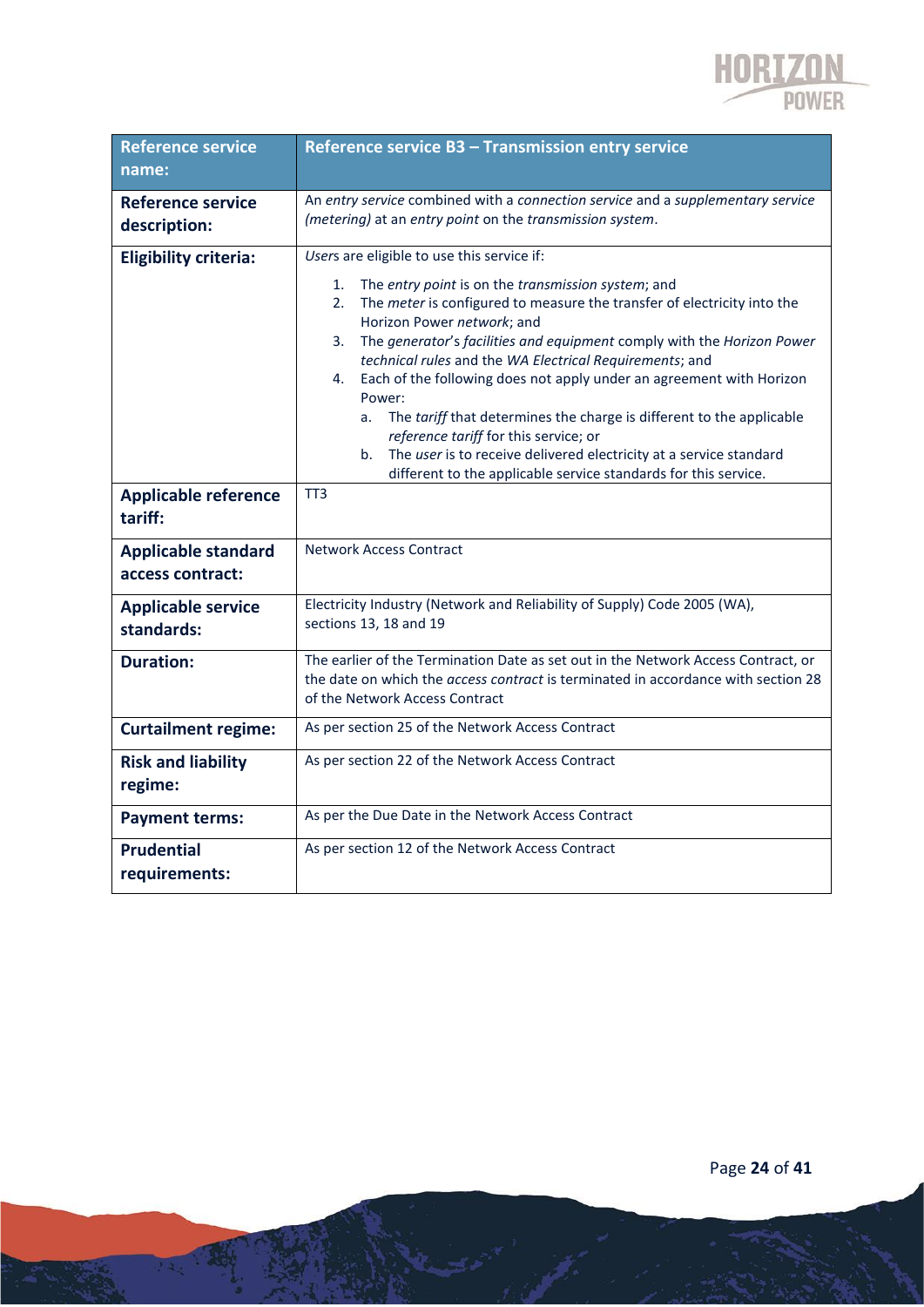| Reference service name: | Reference service B3 – Transmission entry service |
|---|---|
| **Reference service description:** | An *entry service* combined with a *connection service* and a *supplementary service (metering)* at an *entry point* on the *transmission system*. |
| **Eligibility criteria:** | *Users* are eligible to use this service if:<br><br>1. The *entry point* is on the *transmission system*; and<br>2. The *meter* is configured to measure the transfer of electricity into the Horizon Power *network*; and<br>3. The *generator*'s *facilities and equipment* comply with the *Horizon Power technical rules* and the *WA Electrical Requirements*; and<br>4. Each of the following does not apply under an agreement with Horizon Power:<br>   a. The *tariff* that determines the charge is different to the applicable *reference tariff* for this service; or<br>   b. The *user* is to receive delivered electricity at a service standard different to the applicable service standards for this service. |
| **Applicable reference tariff:** | TT3 |
| **Applicable standard access contract:** | Network Access Contract |
| **Applicable service standards:** | Electricity Industry (Network and Reliability of Supply) Code 2005 (WA), sections 13, 18 and 19 |
| **Duration:** | The earlier of the Termination Date as set out in the Network Access Contract, or the date on which the *access contract* is terminated in accordance with section 28 of the Network Access Contract |
| **Curtailment regime:** | As per section 25 of the Network Access Contract |
| **Risk and liability regime:** | As per section 22 of the Network Access Contract |
| **Payment terms:** | As per the Due Date in the Network Access Contract |
| **Prudential requirements:** | As per section 12 of the Network Access Contract |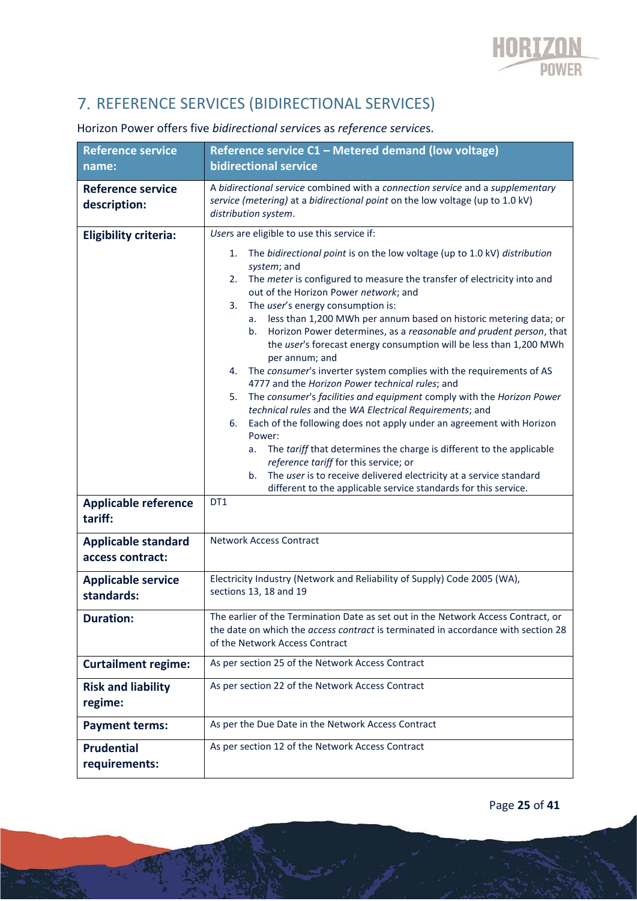# 7. REFERENCE SERVICES (BIDIRECTIONAL SERVICES)

Horizon Power offers five *bidirectional services* as *reference services*.

| **Reference service name:** | **Reference service C1 – Metered demand (low voltage) bidirectional service** |
|---|---|
| **Reference service description:** | A *bidirectional service* combined with a *connection service* and a *supplementary service (metering)* at a *bidirectional point* on the low voltage (up to 1.0 kV) *distribution system*. |
| **Eligibility criteria:** | *Users* are eligible to use this service if:<br>1. The *bidirectional point* is on the low voltage (up to 1.0 kV) *distribution system*; and<br>2. The *meter* is configured to measure the transfer of electricity into and out of the Horizon Power *network*; and<br>3. The *user*'s energy consumption is:<br>a. less than 1,200 MWh per annum based on historic metering data; or<br>b. Horizon Power determines, as a *reasonable and prudent person*, that the *user*'s forecast energy consumption will be less than 1,200 MWh per annum; and<br>4. The *consumer*'s inverter system complies with the requirements of AS 4777 and the *Horizon Power technical rules*; and<br>5. The *consumer*'s *facilities and equipment* comply with the *Horizon Power technical rules* and the *WA Electrical Requirements*; and<br>6. Each of the following does not apply under an agreement with Horizon Power:<br>a. The *tariff* that determines the charge is different to the applicable *reference tariff* for this service; or<br>b. The *user* is to receive delivered electricity at a service standard different to the applicable service standards for this service. |
| **Applicable reference tariff:** | DT1 |
| **Applicable standard access contract:** | Network Access Contract |
| **Applicable service standards:** | Electricity Industry (Network and Reliability of Supply) Code 2005 (WA), sections 13, 18 and 19 |
| **Duration:** | The earlier of the Termination Date as set out in the Network Access Contract, or the date on which the *access contract* is terminated in accordance with section 28 of the Network Access Contract |
| **Curtailment regime:** | As per section 25 of the Network Access Contract |
| **Risk and liability regime:** | As per section 22 of the Network Access Contract |
| **Payment terms:** | As per the Due Date in the Network Access Contract |
| **Prudential requirements:** | As per section 12 of the Network Access Contract |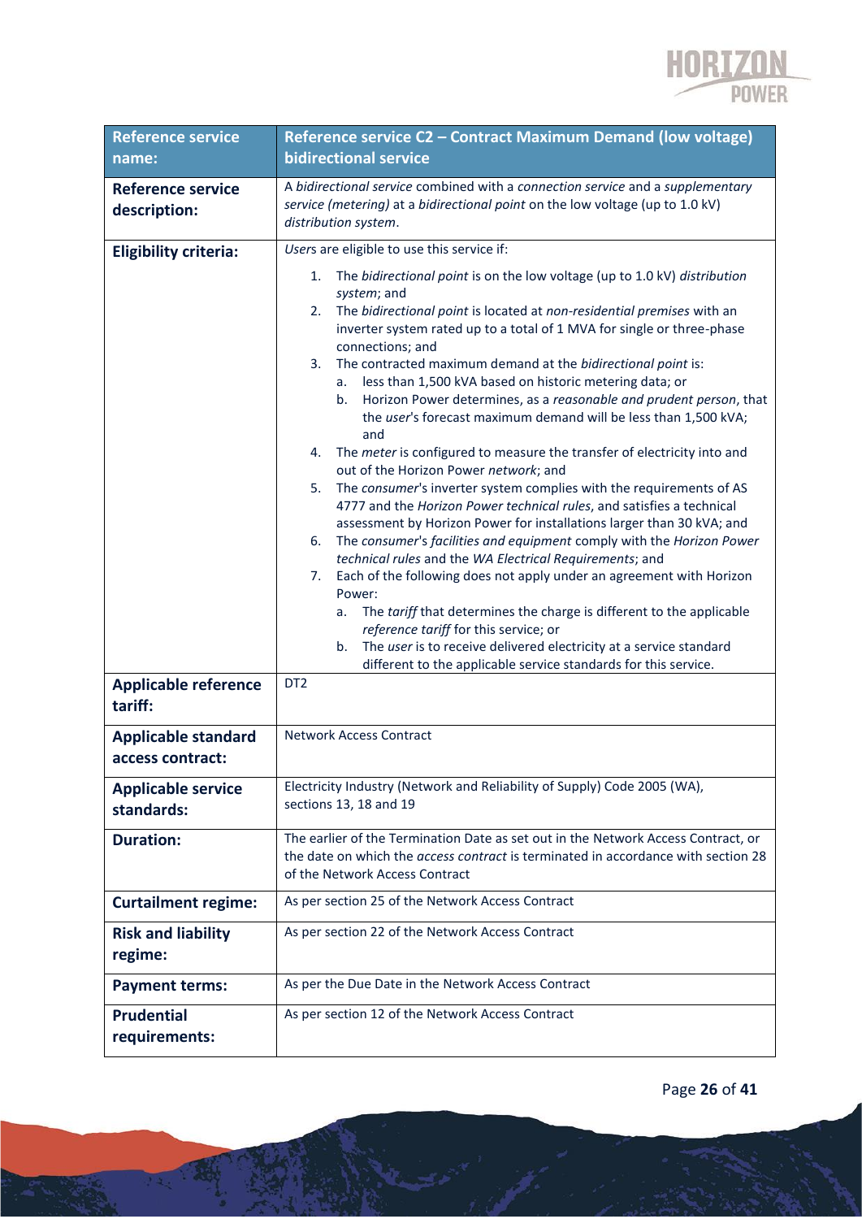| Reference service name: | Reference service C2 – Contract Maximum Demand (low voltage) bidirectional service |
|---|---|
| **Reference service description:** | A *bidirectional service* combined with a *connection service* and a *supplementary service (metering)* at a *bidirectional point* on the low voltage (up to 1.0 kV) *distribution system*. |
| **Eligibility criteria:** | *Users* are eligible to use this service if:<br><br>1. The *bidirectional point* is on the low voltage (up to 1.0 kV) *distribution system*; and<br>2. The *bidirectional point* is located at *non-residential premises* with an inverter system rated up to a total of 1 MVA for single or three-phase connections; and<br>3. The contracted maximum demand at the *bidirectional point* is:<br>&nbsp;&nbsp;&nbsp;a. less than 1,500 kVA based on historic metering data; or<br>&nbsp;&nbsp;&nbsp;b. Horizon Power determines, as a *reasonable and prudent person*, that the *user*'s forecast maximum demand will be less than 1,500 kVA; and<br>4. The *meter* is configured to measure the transfer of electricity into and out of the Horizon Power *network*; and<br>5. The *consumer*'s inverter system complies with the requirements of AS 4777 and the *Horizon Power technical rules*, and satisfies a technical assessment by Horizon Power for installations larger than 30 kVA; and<br>6. The *consumer*'s *facilities and equipment* comply with the *Horizon Power technical rules* and the *WA Electrical Requirements*; and<br>7. Each of the following does not apply under an agreement with Horizon Power:<br>&nbsp;&nbsp;&nbsp;a. The *tariff* that determines the charge is different to the applicable *reference tariff* for this service; or<br>&nbsp;&nbsp;&nbsp;b. The *user* is to receive delivered electricity at a service standard different to the applicable service standards for this service. |
| **Applicable reference tariff:** | DT2 |
| **Applicable standard access contract:** | Network Access Contract |
| **Applicable service standards:** | Electricity Industry (Network and Reliability of Supply) Code 2005 (WA), sections 13, 18 and 19 |
| **Duration:** | The earlier of the Termination Date as set out in the Network Access Contract, or the date on which the *access contract* is terminated in accordance with section 28 of the Network Access Contract |
| **Curtailment regime:** | As per section 25 of the Network Access Contract |
| **Risk and liability regime:** | As per section 22 of the Network Access Contract |
| **Payment terms:** | As per the Due Date in the Network Access Contract |
| **Prudential requirements:** | As per section 12 of the Network Access Contract |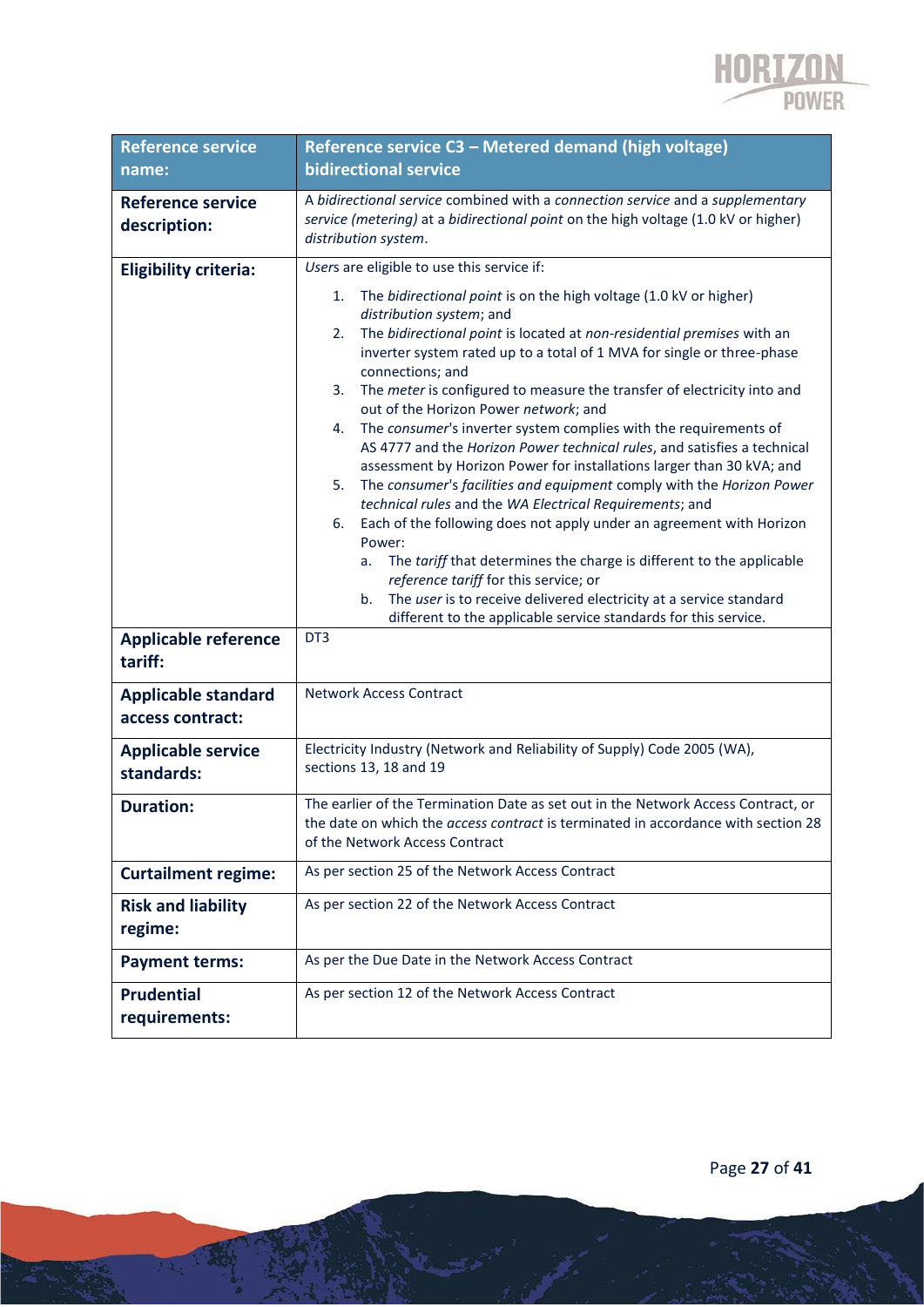| Reference service name: | Reference service C3 – Metered demand (high voltage) bidirectional service |
|---|---|
| **Reference service description:** | A *bidirectional service* combined with a *connection service* and a *supplementary service (metering)* at a *bidirectional point* on the high voltage (1.0 kV or higher) *distribution system*. |
| **Eligibility criteria:** | *Users* are eligible to use this service if:<br><br>1. The *bidirectional point* is on the high voltage (1.0 kV or higher) *distribution system*; and<br>2. The *bidirectional point* is located at *non-residential premises* with an inverter system rated up to a total of 1 MVA for single or three-phase connections; and<br>3. The *meter* is configured to measure the transfer of electricity into and out of the Horizon Power *network*; and<br>4. The *consumer*'s inverter system complies with the requirements of AS 4777 and the *Horizon Power technical rules*, and satisfies a technical assessment by Horizon Power for installations larger than 30 kVA; and<br>5. The *consumer*'s *facilities and equipment* comply with the *Horizon Power technical rules* and the *WA Electrical Requirements*; and<br>6. Each of the following does not apply under an agreement with Horizon Power:<br>&nbsp;&nbsp;&nbsp;a. The *tariff* that determines the charge is different to the applicable *reference tariff* for this service; or<br>&nbsp;&nbsp;&nbsp;b. The *user* is to receive delivered electricity at a service standard different to the applicable service standards for this service. |
| **Applicable reference tariff:** | DT3 |
| **Applicable standard access contract:** | Network Access Contract |
| **Applicable service standards:** | Electricity Industry (Network and Reliability of Supply) Code 2005 (WA), sections 13, 18 and 19 |
| **Duration:** | The earlier of the Termination Date as set out in the Network Access Contract, or the date on which the *access contract* is terminated in accordance with section 28 of the Network Access Contract |
| **Curtailment regime:** | As per section 25 of the Network Access Contract |
| **Risk and liability regime:** | As per section 22 of the Network Access Contract |
| **Payment terms:** | As per the Due Date in the Network Access Contract |
| **Prudential requirements:** | As per section 12 of the Network Access Contract |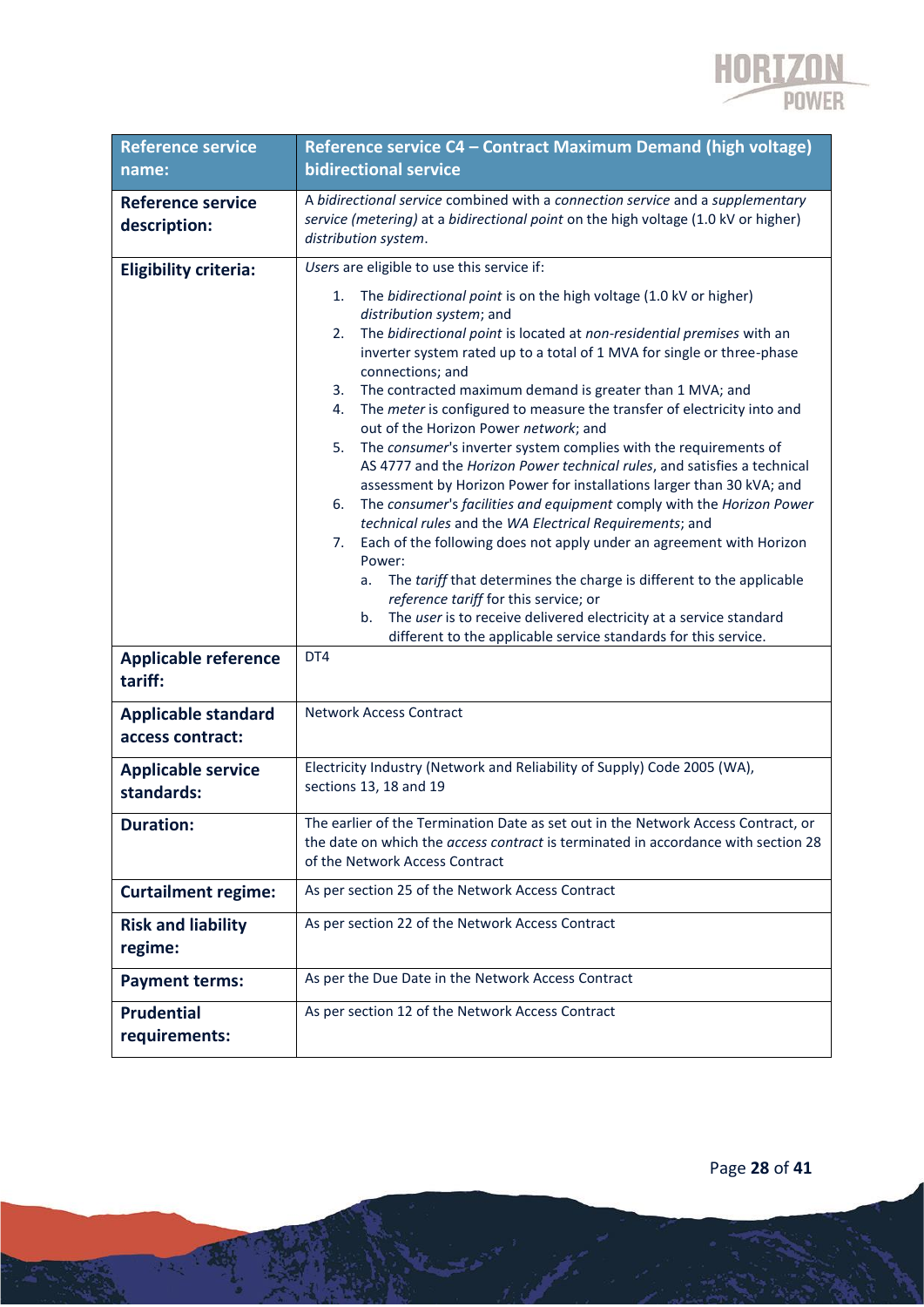| **Reference service name:** | **Reference service C4 – Contract Maximum Demand (high voltage) bidirectional service** |
|---|---|
| **Reference service description:** | A *bidirectional service* combined with a *connection service* and a *supplementary service (metering)* at a *bidirectional point* on the high voltage (1.0 kV or higher) *distribution system*. |
| **Eligibility criteria:** | *Users* are eligible to use this service if:<br><br>1. The *bidirectional point* is on the high voltage (1.0 kV or higher) *distribution system*; and<br>2. The *bidirectional point* is located at *non-residential premises* with an inverter system rated up to a total of 1 MVA for single or three-phase connections; and<br>3. The contracted maximum demand is greater than 1 MVA; and<br>4. The *meter* is configured to measure the transfer of electricity into and out of the Horizon Power *network*; and<br>5. The *consumer*'s inverter system complies with the requirements of AS 4777 and the *Horizon Power technical rules*, and satisfies a technical assessment by Horizon Power for installations larger than 30 kVA; and<br>6. The *consumer*'s *facilities and equipment* comply with the *Horizon Power technical rules* and the *WA Electrical Requirements*; and<br>7. Each of the following does not apply under an agreement with Horizon Power:<br>&nbsp;&nbsp;&nbsp;a. The *tariff* that determines the charge is different to the applicable *reference tariff* for this service; or<br>&nbsp;&nbsp;&nbsp;b. The *user* is to receive delivered electricity at a service standard different to the applicable service standards for this service. |
| **Applicable reference tariff:** | DT4 |
| **Applicable standard access contract:** | Network Access Contract |
| **Applicable service standards:** | Electricity Industry (Network and Reliability of Supply) Code 2005 (WA), sections 13, 18 and 19 |
| **Duration:** | The earlier of the Termination Date as set out in the Network Access Contract, or the date on which the *access contract* is terminated in accordance with section 28 of the Network Access Contract |
| **Curtailment regime:** | As per section 25 of the Network Access Contract |
| **Risk and liability regime:** | As per section 22 of the Network Access Contract |
| **Payment terms:** | As per the Due Date in the Network Access Contract |
| **Prudential requirements:** | As per section 12 of the Network Access Contract |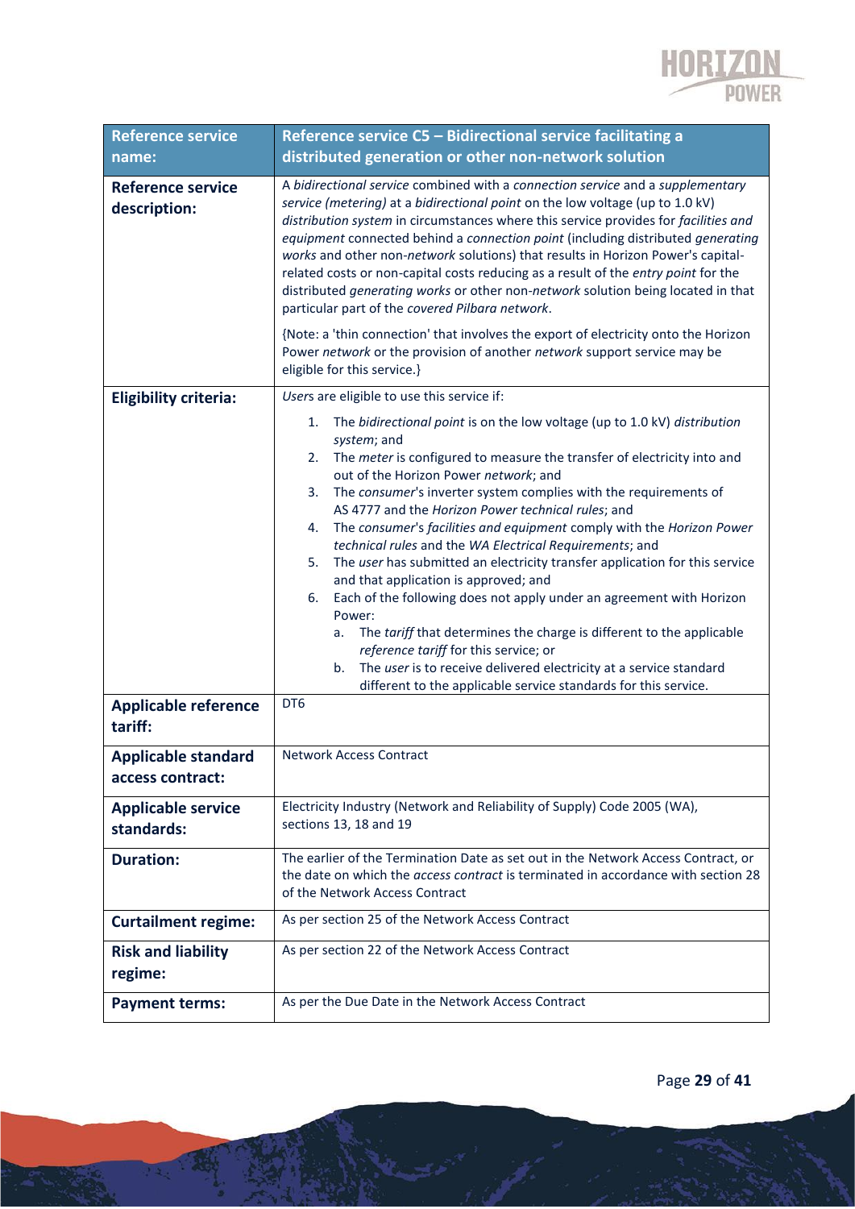| Reference service name: | Reference service C5 – Bidirectional service facilitating a distributed generation or other non-network solution |
|---|---|
| **Reference service description:** | A *bidirectional service* combined with a *connection service* and a *supplementary service (metering)* at a *bidirectional point* on the low voltage (up to 1.0 kV) *distribution system* in circumstances where this service provides for *facilities and equipment* connected behind a *connection point* (including distributed *generating works* and other non-*network* solutions) that results in Horizon Power's capital-related costs or non-capital costs reducing as a result of the *entry point* for the distributed *generating works* or other non-*network* solution being located in that particular part of the *covered Pilbara network*.<br><br>{Note: a 'thin connection' that involves the export of electricity onto the Horizon Power *network* or the provision of another *network* support service may be eligible for this service.} |
| **Eligibility criteria:** | *User*s are eligible to use this service if:<br>1. The *bidirectional point* is on the low voltage (up to 1.0 kV) *distribution system*; and<br>2. The *meter* is configured to measure the transfer of electricity into and out of the Horizon Power *network*; and<br>3. The *consumer*'s inverter system complies with the requirements of AS 4777 and the *Horizon Power technical rules*; and<br>4. The *consumer*'s *facilities and equipment* comply with the *Horizon Power technical rules* and the *WA Electrical Requirements*; and<br>5. The *user* has submitted an electricity transfer application for this service and that application is approved; and<br>6. Each of the following does not apply under an agreement with Horizon Power:<br>a. The *tariff* that determines the charge is different to the applicable *reference tariff* for this service; or<br>b. The *user* is to receive delivered electricity at a service standard different to the applicable service standards for this service. |
| **Applicable reference tariff:** | DT6 |
| **Applicable standard access contract:** | Network Access Contract |
| **Applicable service standards:** | Electricity Industry (Network and Reliability of Supply) Code 2005 (WA), sections 13, 18 and 19 |
| **Duration:** | The earlier of the Termination Date as set out in the Network Access Contract, or the date on which the *access contract* is terminated in accordance with section 28 of the Network Access Contract |
| **Curtailment regime:** | As per section 25 of the Network Access Contract |
| **Risk and liability regime:** | As per section 22 of the Network Access Contract |
| **Payment terms:** | As per the Due Date in the Network Access Contract |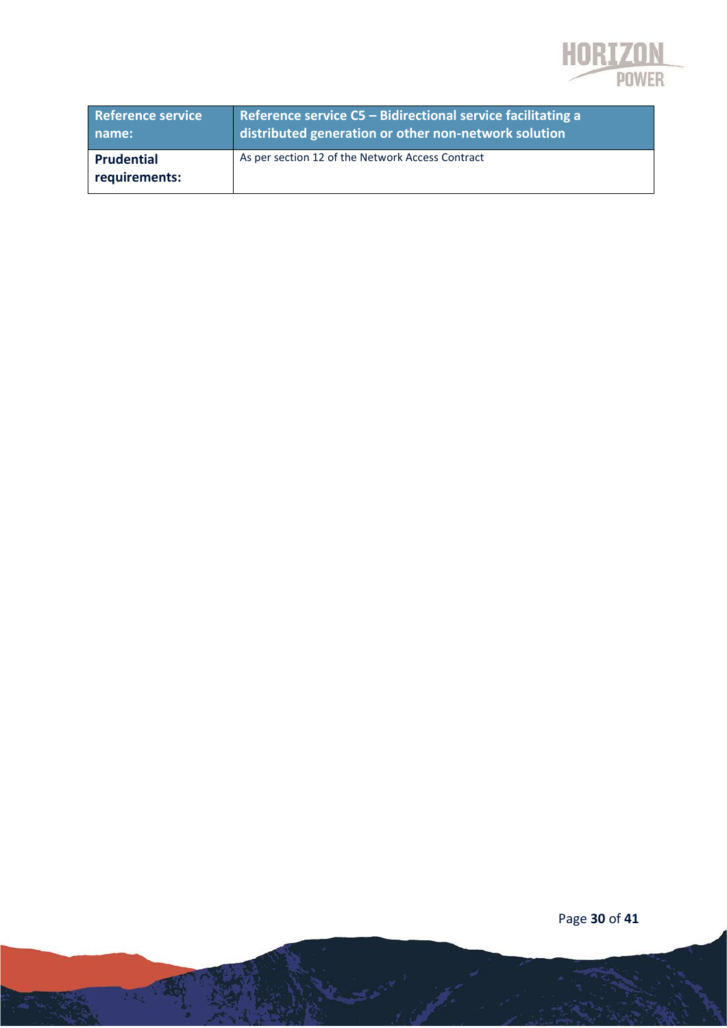| Reference service name: | Reference service C5 – Bidirectional service facilitating a distributed generation or other non-network solution |
|---|---|
| **Prudential requirements:** | As per section 12 of the Network Access Contract |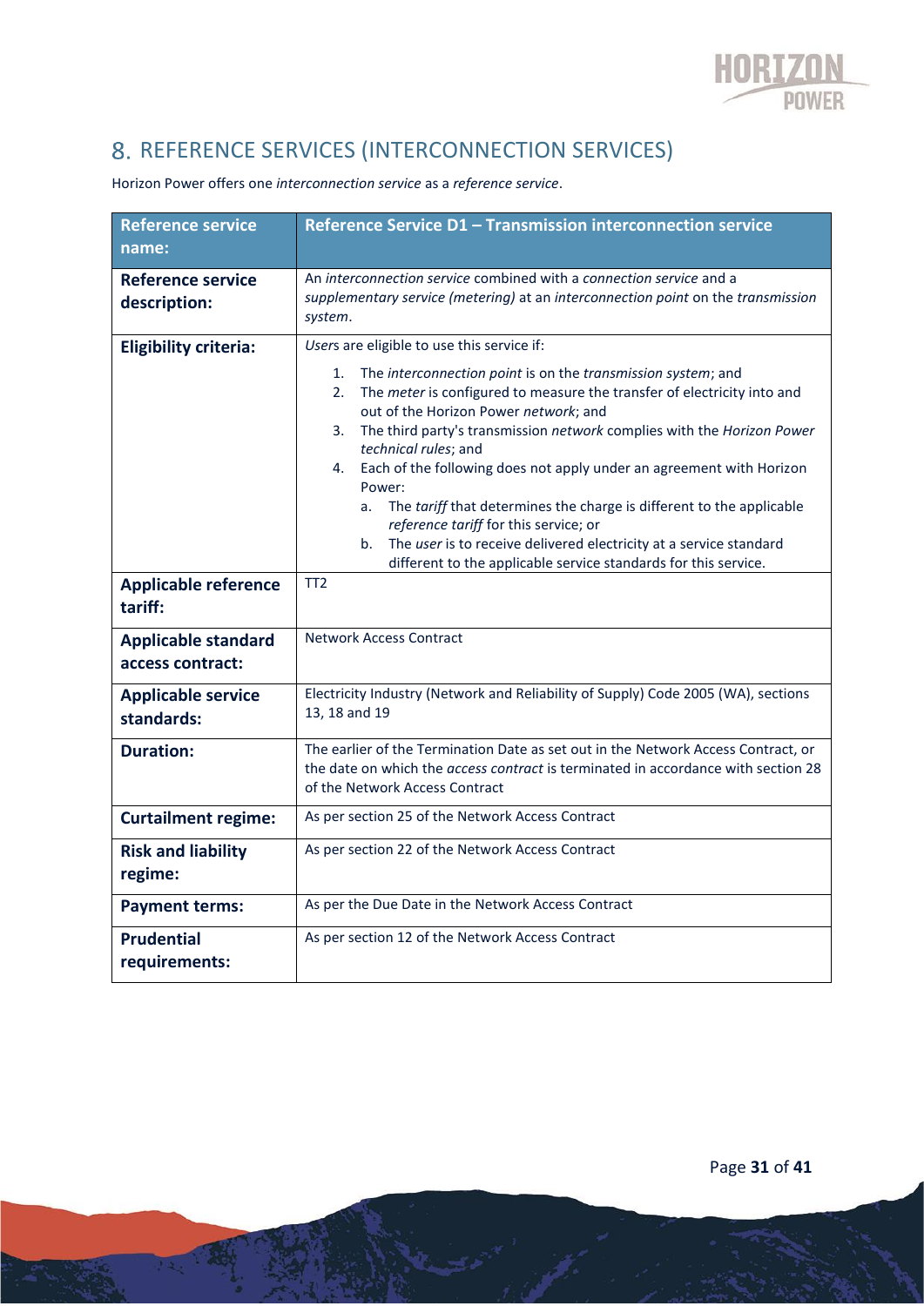# 8. REFERENCE SERVICES (INTERCONNECTION SERVICES)

Horizon Power offers one *interconnection service* as a *reference service*.

| **Reference service name:** | **Reference Service D1 – Transmission interconnection service** |
|---|---|
| **Reference service description:** | An *interconnection service* combined with a *connection service* and a *supplementary service (metering)* at an *interconnection point* on the *transmission system*. |
| **Eligibility criteria:** | *User*s are eligible to use this service if:<br><br>1. The *interconnection point* is on the *transmission system*; and<br>2. The *meter* is configured to measure the transfer of electricity into and out of the Horizon Power *network*; and<br>3. The third party's transmission *network* complies with the *Horizon Power technical rules*; and<br>4. Each of the following does not apply under an agreement with Horizon Power:<br>&nbsp;&nbsp;&nbsp;&nbsp;a. The *tariff* that determines the charge is different to the applicable *reference tariff* for this service; or<br>&nbsp;&nbsp;&nbsp;&nbsp;b. The *user* is to receive delivered electricity at a service standard different to the applicable service standards for this service. |
| **Applicable reference tariff:** | TT2 |
| **Applicable standard access contract:** | Network Access Contract |
| **Applicable service standards:** | Electricity Industry (Network and Reliability of Supply) Code 2005 (WA), sections 13, 18 and 19 |
| **Duration:** | The earlier of the Termination Date as set out in the Network Access Contract, or the date on which the *access contract* is terminated in accordance with section 28 of the Network Access Contract |
| **Curtailment regime:** | As per section 25 of the Network Access Contract |
| **Risk and liability regime:** | As per section 22 of the Network Access Contract |
| **Payment terms:** | As per the Due Date in the Network Access Contract |
| **Prudential requirements:** | As per section 12 of the Network Access Contract |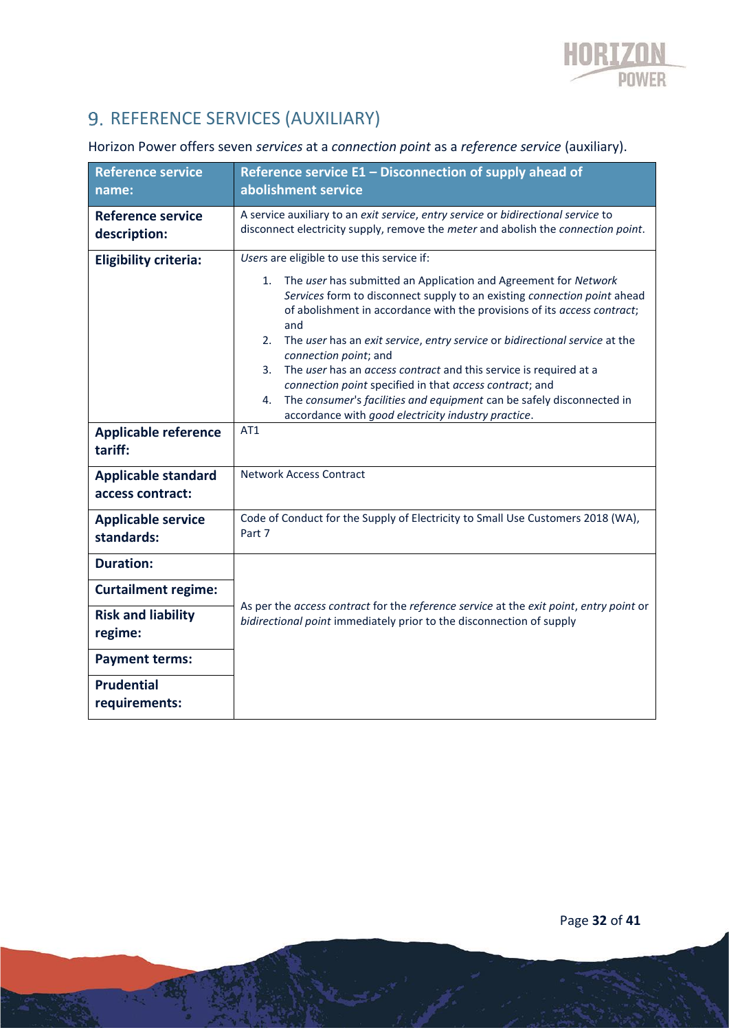# 9. REFERENCE SERVICES (AUXILIARY)

Horizon Power offers seven *services* at a *connection point* as a *reference service* (auxiliary).

| **Reference service name:** | **Reference service E1 – Disconnection of supply ahead of abolishment service** |
|---|---|
| **Reference service description:** | A service auxiliary to an *exit service*, *entry service* or *bidirectional service* to disconnect electricity supply, remove the *meter* and abolish the *connection point*. |
| **Eligibility criteria:** | *Users* are eligible to use this service if:<br>1. The *user* has submitted an Application and Agreement for *Network Services* form to disconnect supply to an existing *connection point* ahead of abolishment in accordance with the provisions of its *access contract*; and<br>2. The *user* has an *exit service*, *entry service* or *bidirectional service* at the *connection point*; and<br>3. The *user* has an *access contract* and this service is required at a *connection point* specified in that *access contract*; and<br>4. The *consumer*'s *facilities and equipment* can be safely disconnected in accordance with *good electricity industry practice*. |
| **Applicable reference tariff:** | AT1 |
| **Applicable standard access contract:** | Network Access Contract |
| **Applicable service standards:** | Code of Conduct for the Supply of Electricity to Small Use Customers 2018 (WA), Part 7 |
| **Duration:** | As per the *access contract* for the *reference service* at the *exit point*, *entry point* or *bidirectional point* immediately prior to the disconnection of supply |
| **Curtailment regime:** | |
| **Risk and liability regime:** | |
| **Payment terms:** | |
| **Prudential requirements:** | |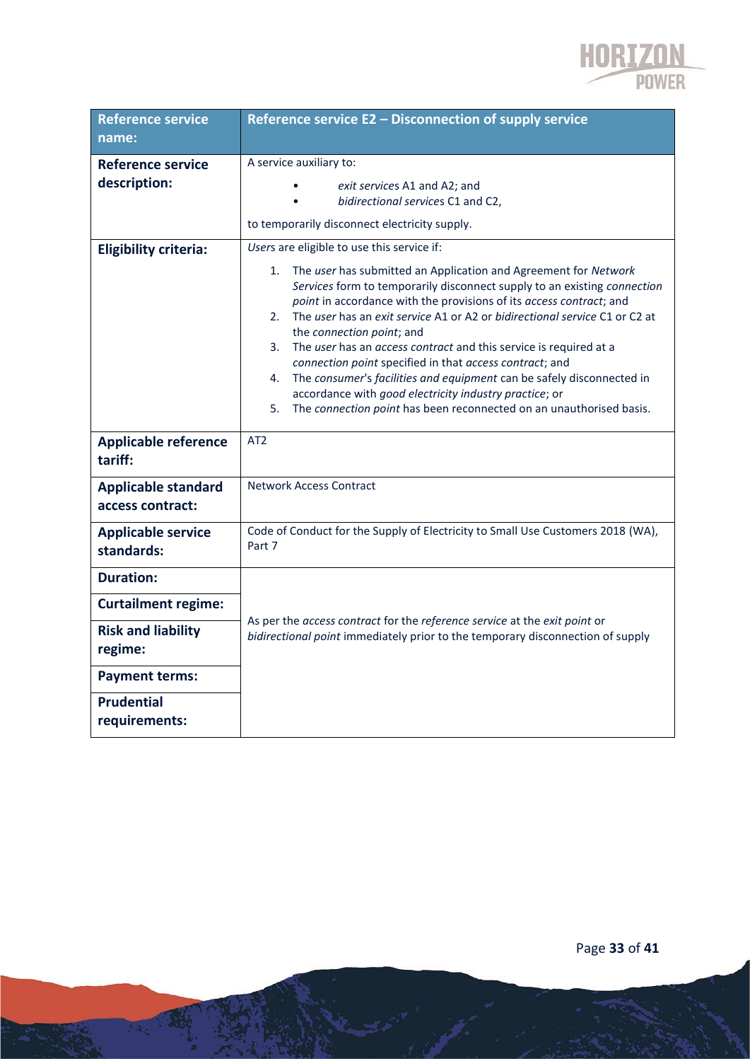| **Reference service name:** | **Reference service E2 – Disconnection of supply service** |
| --- | --- |
| **Reference service description:** | A service auxiliary to:<br>• *exit services* A1 and A2; and<br>• *bidirectional services* C1 and C2,<br><br>to temporarily disconnect electricity supply. |
| **Eligibility criteria:** | *Users* are eligible to use this service if:<br>1. The *user* has submitted an Application and Agreement for *Network Services* form to temporarily disconnect supply to an existing *connection point* in accordance with the provisions of its *access contract*; and<br>2. The *user* has an *exit service* A1 or A2 or *bidirectional service* C1 or C2 at the *connection point*; and<br>3. The *user* has an *access contract* and this service is required at a *connection point* specified in that *access contract*; and<br>4. The *consumer*'s *facilities and equipment* can be safely disconnected in accordance with *good electricity industry practice*; or<br>5. The *connection point* has been reconnected on an unauthorised basis. |
| **Applicable reference tariff:** | AT2 |
| **Applicable standard access contract:** | Network Access Contract |
| **Applicable service standards:** | Code of Conduct for the Supply of Electricity to Small Use Customers 2018 (WA), Part 7 |
| **Duration:** | As per the *access contract* for the *reference service* at the *exit point* or *bidirectional point* immediately prior to the temporary disconnection of supply |
| **Curtailment regime:** | |
| **Risk and liability regime:** | |
| **Payment terms:** | |
| **Prudential requirements:** | |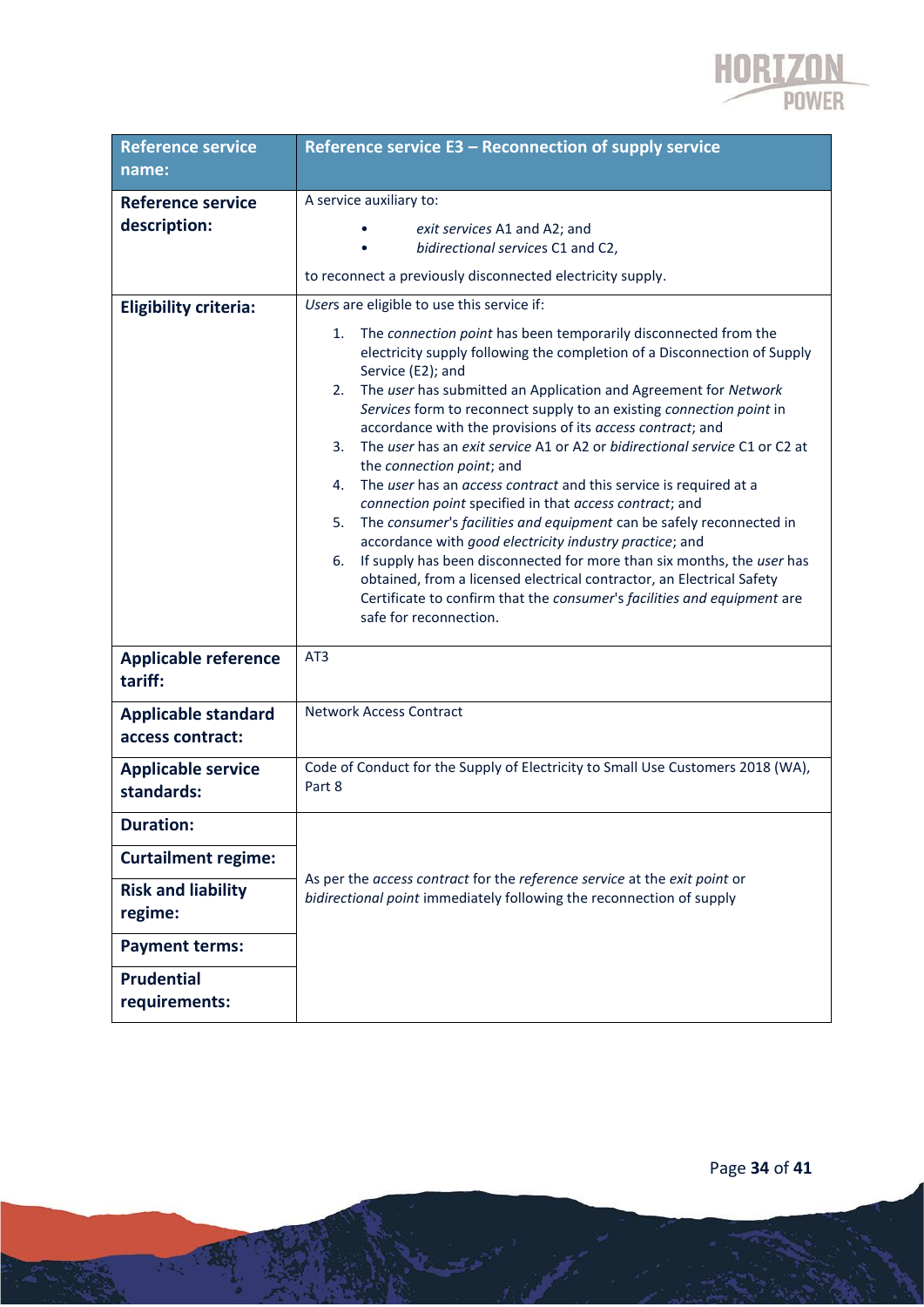| Reference service name: | Reference service E3 – Reconnection of supply service |
|---|---|
| **Reference service description:** | A service auxiliary to:<br>• *exit services* A1 and A2; and<br>• *bidirectional services* C1 and C2,<br><br>to reconnect a previously disconnected electricity supply. |
| **Eligibility criteria:** | *Users* are eligible to use this service if:<br>1. The *connection point* has been temporarily disconnected from the electricity supply following the completion of a Disconnection of Supply Service (E2); and<br>2. The *user* has submitted an Application and Agreement for *Network Services* form to reconnect supply to an existing *connection point* in accordance with the provisions of its *access contract*; and<br>3. The *user* has an *exit service* A1 or A2 or *bidirectional service* C1 or C2 at the *connection point*; and<br>4. The *user* has an *access contract* and this service is required at a *connection point* specified in that *access contract*; and<br>5. The *consumer*'s *facilities and equipment* can be safely reconnected in accordance with *good electricity industry practice*; and<br>6. If supply has been disconnected for more than six months, the *user* has obtained, from a licensed electrical contractor, an Electrical Safety Certificate to confirm that the *consumer*'s *facilities and equipment* are safe for reconnection. |
| **Applicable reference tariff:** | AT3 |
| **Applicable standard access contract:** | Network Access Contract |
| **Applicable service standards:** | Code of Conduct for the Supply of Electricity to Small Use Customers 2018 (WA), Part 8 |
| **Duration:** | As per the *access contract* for the *reference service* at the *exit point* or *bidirectional point* immediately following the reconnection of supply |
| **Curtailment regime:** | |
| **Risk and liability regime:** | |
| **Payment terms:** | |
| **Prudential requirements:** | |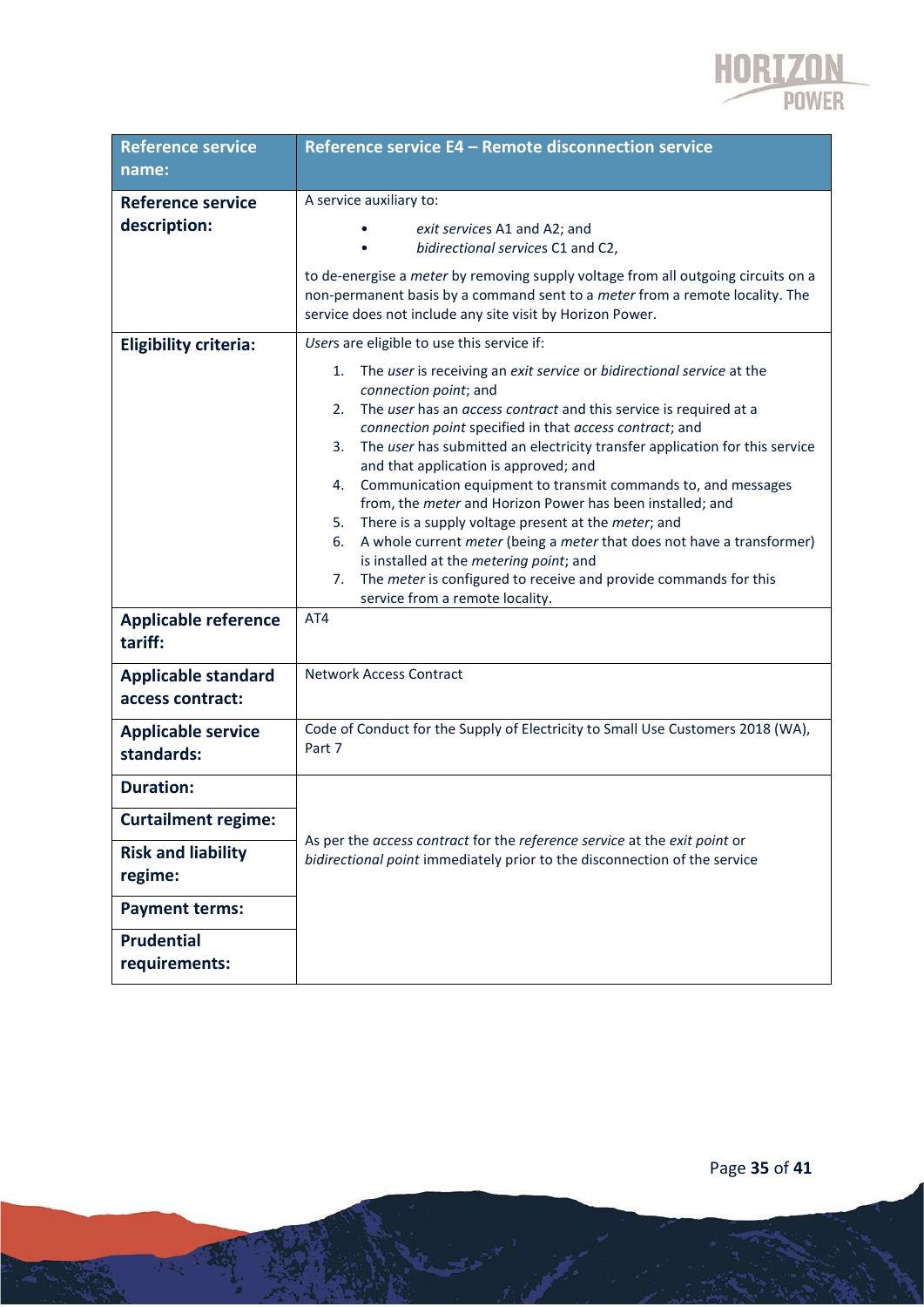| Reference service name: | Reference service E4 – Remote disconnection service |
|---|---|
| **Reference service description:** | A service auxiliary to:<br>• *exit services* A1 and A2; and<br>• *bidirectional services* C1 and C2,<br><br>to de-energise a *meter* by removing supply voltage from all outgoing circuits on a non-permanent basis by a command sent to a *meter* from a remote locality. The service does not include any site visit by Horizon Power. |
| **Eligibility criteria:** | *User*s are eligible to use this service if:<br>1. The *user* is receiving an *exit service* or *bidirectional service* at the *connection point*; and<br>2. The *user* has an *access contract* and this service is required at a *connection point* specified in that *access contract*; and<br>3. The *user* has submitted an electricity transfer application for this service and that application is approved; and<br>4. Communication equipment to transmit commands to, and messages from, the *meter* and Horizon Power has been installed; and<br>5. There is a supply voltage present at the *meter*; and<br>6. A whole current *meter* (being a *meter* that does not have a transformer) is installed at the *metering point*; and<br>7. The *meter* is configured to receive and provide commands for this service from a remote locality. |
| **Applicable reference tariff:** | AT4 |
| **Applicable standard access contract:** | Network Access Contract |
| **Applicable service standards:** | Code of Conduct for the Supply of Electricity to Small Use Customers 2018 (WA), Part 7 |
| **Duration:** | As per the *access contract* for the *reference service* at the *exit point* or *bidirectional point* immediately prior to the disconnection of the service |
| **Curtailment regime:** | |
| **Risk and liability regime:** | |
| **Payment terms:** | |
| **Prudential requirements:** | |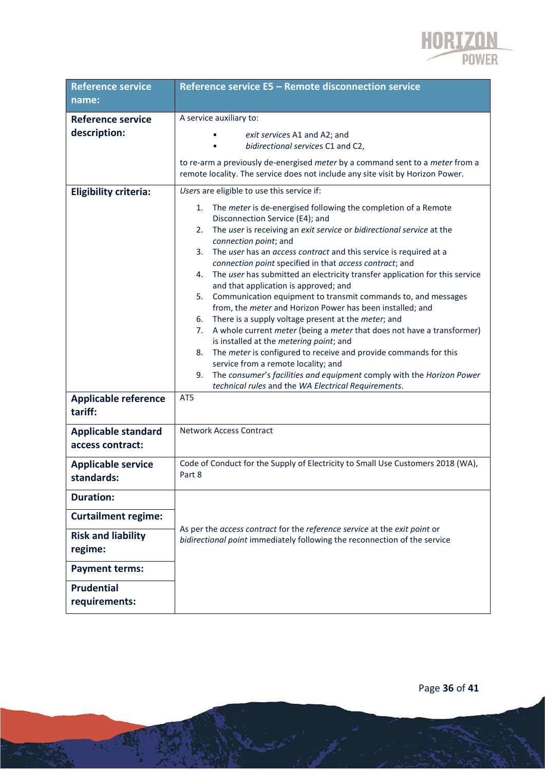| Reference service name: | Reference service E5 – Remote disconnection service |
|---|---|
| **Reference service description:** | A service auxiliary to:<br>• *exit services* A1 and A2; and<br>• *bidirectional services* C1 and C2,<br><br>to re-arm a previously de-energised *meter* by a command sent to a *meter* from a remote locality. The service does not include any site visit by Horizon Power. |
| **Eligibility criteria:** | *Users* are eligible to use this service if:<br>1. The *meter* is de-energised following the completion of a Remote Disconnection Service (E4); and<br>2. The *user* is receiving an *exit service* or *bidirectional service* at the *connection point*; and<br>3. The *user* has an *access contract* and this service is required at a *connection point* specified in that *access contract*; and<br>4. The *user* has submitted an electricity transfer application for this service and that application is approved; and<br>5. Communication equipment to transmit commands to, and messages from, the *meter* and Horizon Power has been installed; and<br>6. There is a supply voltage present at the *meter*; and<br>7. A whole current *meter* (being a *meter* that does not have a transformer) is installed at the *metering point*; and<br>8. The *meter* is configured to receive and provide commands for this service from a remote locality; and<br>9. The *consumer*'s *facilities and equipment* comply with the *Horizon Power technical rules* and the *WA Electrical Requirements*. |
| **Applicable reference tariff:** | AT5 |
| **Applicable standard access contract:** | Network Access Contract |
| **Applicable service standards:** | Code of Conduct for the Supply of Electricity to Small Use Customers 2018 (WA), Part 8 |
| **Duration:** | As per the *access contract* for the *reference service* at the *exit point* or *bidirectional point* immediately following the reconnection of the service |
| **Curtailment regime:** | |
| **Risk and liability regime:** | |
| **Payment terms:** | |
| **Prudential requirements:** | |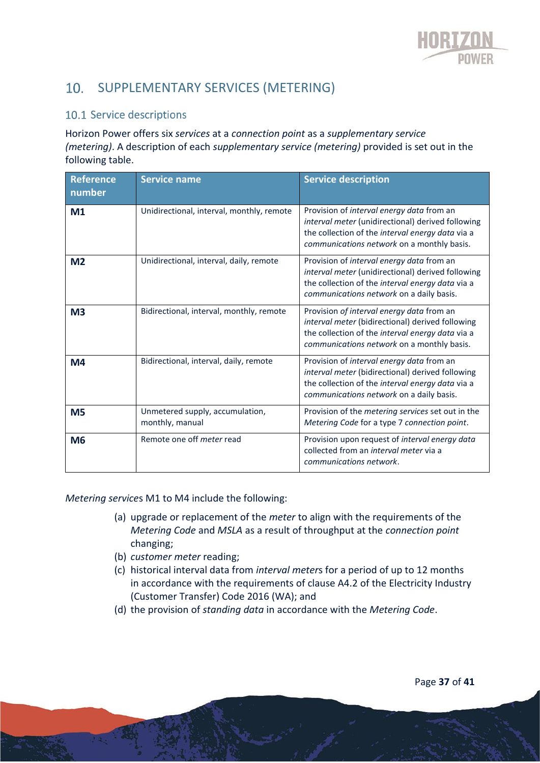# 10. SUPPLEMENTARY SERVICES (METERING)

## 10.1 Service descriptions

Horizon Power offers six *services* at a *connection point* as a *supplementary service (metering)*. A description of each *supplementary service (metering)* provided is set out in the following table.

| Reference number | Service name | Service description |
|---|---|---|
| **M1** | Unidirectional, interval, monthly, remote | Provision of *interval energy data* from an *interval meter* (unidirectional) derived following the collection of the *interval energy data* via a *communications network* on a monthly basis. |
| **M2** | Unidirectional, interval, daily, remote | Provision of *interval energy data* from an *interval meter* (unidirectional) derived following the collection of the *interval energy data* via a *communications network* on a daily basis. |
| **M3** | Bidirectional, interval, monthly, remote | Provision *of interval energy data* from an *interval meter* (bidirectional) derived following the collection of the *interval energy data* via a *communications network* on a monthly basis. |
| **M4** | Bidirectional, interval, daily, remote | Provision of *interval energy data* from an *interval meter* (bidirectional) derived following the collection of the *interval energy data* via a *communications network* on a daily basis. |
| **M5** | Unmetered supply, accumulation, monthly, manual | Provision of the *metering services* set out in the *Metering Code* for a type 7 *connection point*. |
| **M6** | Remote one off *meter* read | Provision upon request of *interval energy data* collected from an *interval meter* via a *communications network*. |

*Metering service*s M1 to M4 include the following:

(a) upgrade or replacement of the *meter* to align with the requirements of the *Metering Code* and *MSLA* as a result of throughput at the *connection point* changing;

(b) *customer meter* reading;

(c) historical interval data from *interval meter*s for a period of up to 12 months in accordance with the requirements of clause A4.2 of the Electricity Industry (Customer Transfer) Code 2016 (WA); and

(d) the provision of *standing data* in accordance with the *Metering Code*.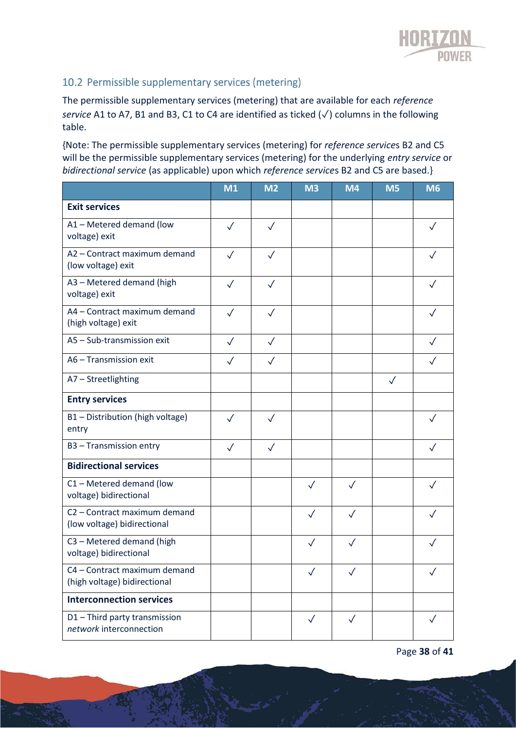## 10.2 Permissible supplementary services (metering)

The permissible supplementary services (metering) that are available for each *reference service* A1 to A7, B1 and B3, C1 to C4 are identified as ticked (✓) columns in the following table.

{Note: The permissible supplementary services (metering) for *reference services* B2 and C5 will be the permissible supplementary services (metering) for the underlying *entry service* or *bidirectional service* (as applicable) upon which *reference services* B2 and C5 are based.}

| | M1 | M2 | M3 | M4 | M5 | M6 |
|---|---|---|---|---|---|---|
| **Exit services** | | | | | | |
| A1 – Metered demand (low voltage) exit | ✓ | ✓ | | | | ✓ |
| A2 – Contract maximum demand (low voltage) exit | ✓ | ✓ | | | | ✓ |
| A3 – Metered demand (high voltage) exit | ✓ | ✓ | | | | ✓ |
| A4 – Contract maximum demand (high voltage) exit | ✓ | ✓ | | | | ✓ |
| A5 – Sub-transmission exit | ✓ | ✓ | | | | ✓ |
| A6 – Transmission exit | ✓ | ✓ | | | | ✓ |
| A7 – Streetlighting | | | | | ✓ | |
| **Entry services** | | | | | | |
| B1 – Distribution (high voltage) entry | ✓ | ✓ | | | | ✓ |
| B3 – Transmission entry | ✓ | ✓ | | | | ✓ |
| **Bidirectional services** | | | | | | |
| C1 – Metered demand (low voltage) bidirectional | | | ✓ | ✓ | | ✓ |
| C2 – Contract maximum demand (low voltage) bidirectional | | | ✓ | ✓ | | ✓ |
| C3 – Metered demand (high voltage) bidirectional | | | ✓ | ✓ | | ✓ |
| C4 – Contract maximum demand (high voltage) bidirectional | | | ✓ | ✓ | | ✓ |
| **Interconnection services** | | | | | | |
| D1 – Third party transmission *network* interconnection | | | ✓ | ✓ | | ✓ |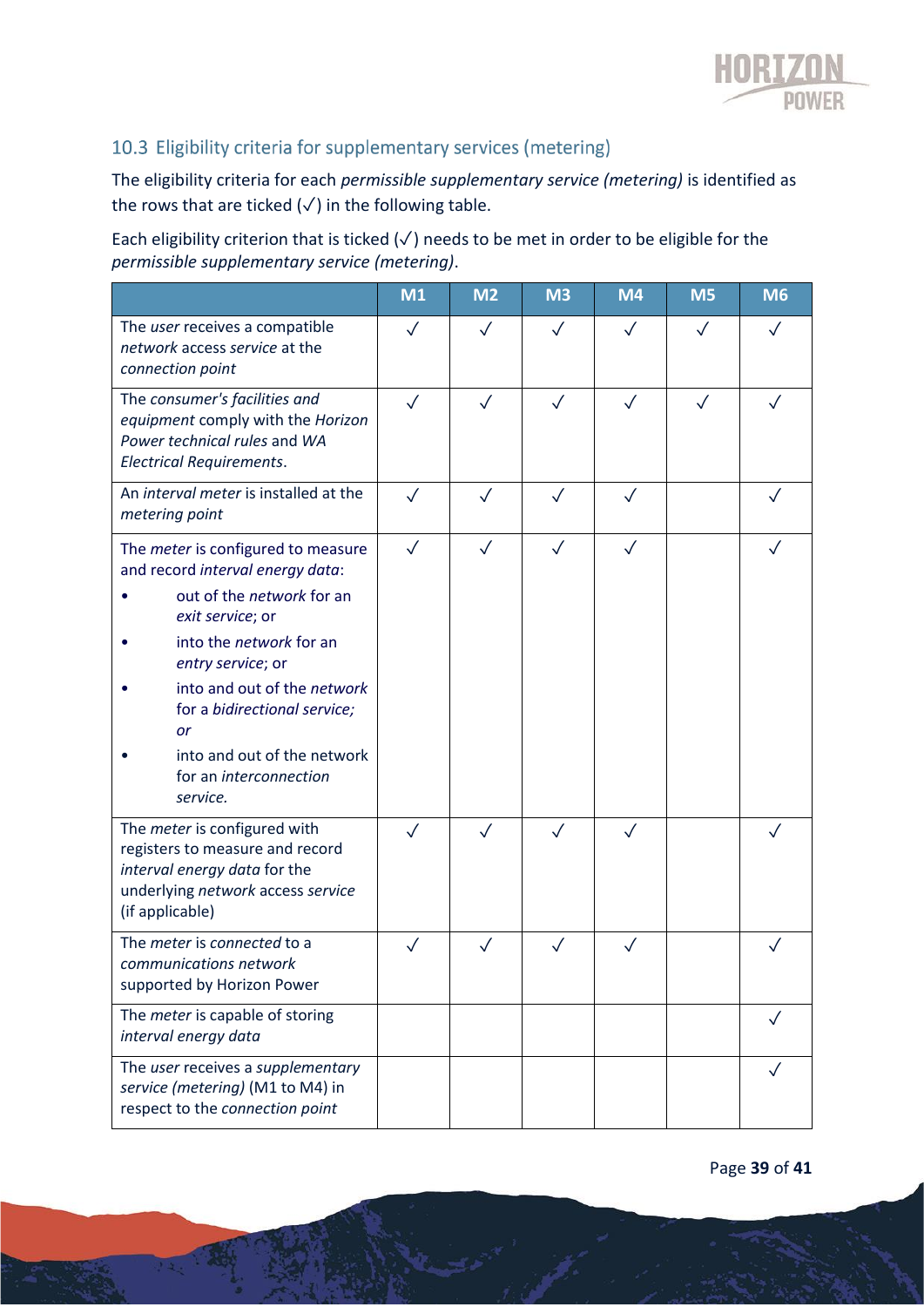## 10.3 Eligibility criteria for supplementary services (metering)

The eligibility criteria for each *permissible supplementary service (metering)* is identified as the rows that are ticked (✓) in the following table.

Each eligibility criterion that is ticked (✓) needs to be met in order to be eligible for the *permissible supplementary service (metering)*.

| | M1 | M2 | M3 | M4 | M5 | M6 |
|---|---|---|---|---|---|---|
| The *user* receives a compatible *network* access *service* at the *connection point* | ✓ | ✓ | ✓ | ✓ | ✓ | ✓ |
| The *consumer's facilities and equipment* comply with the *Horizon Power technical rules* and *WA Electrical Requirements*. | ✓ | ✓ | ✓ | ✓ | ✓ | ✓ |
| An *interval meter* is installed at the *metering point* | ✓ | ✓ | ✓ | ✓ | | ✓ |
| The *meter* is configured to measure and record *interval energy data*: <br>• out of the *network* for an *exit service*; or <br>• into the *network* for an *entry service*; or <br>• into and out of the *network* for a *bidirectional service; or* <br>• into and out of the network for an *interconnection service.* | ✓ | ✓ | ✓ | ✓ | | ✓ |
| The *meter* is configured with registers to measure and record *interval energy data* for the underlying *network* access *service* (if applicable) | ✓ | ✓ | ✓ | ✓ | | ✓ |
| The *meter* is *connected* to a *communications network* supported by Horizon Power | ✓ | ✓ | ✓ | ✓ | | ✓ |
| The *meter* is capable of storing *interval energy data* | | | | | | ✓ |
| The *user* receives a *supplementary service (metering)* (M1 to M4) in respect to the *connection point* | | | | | | ✓ |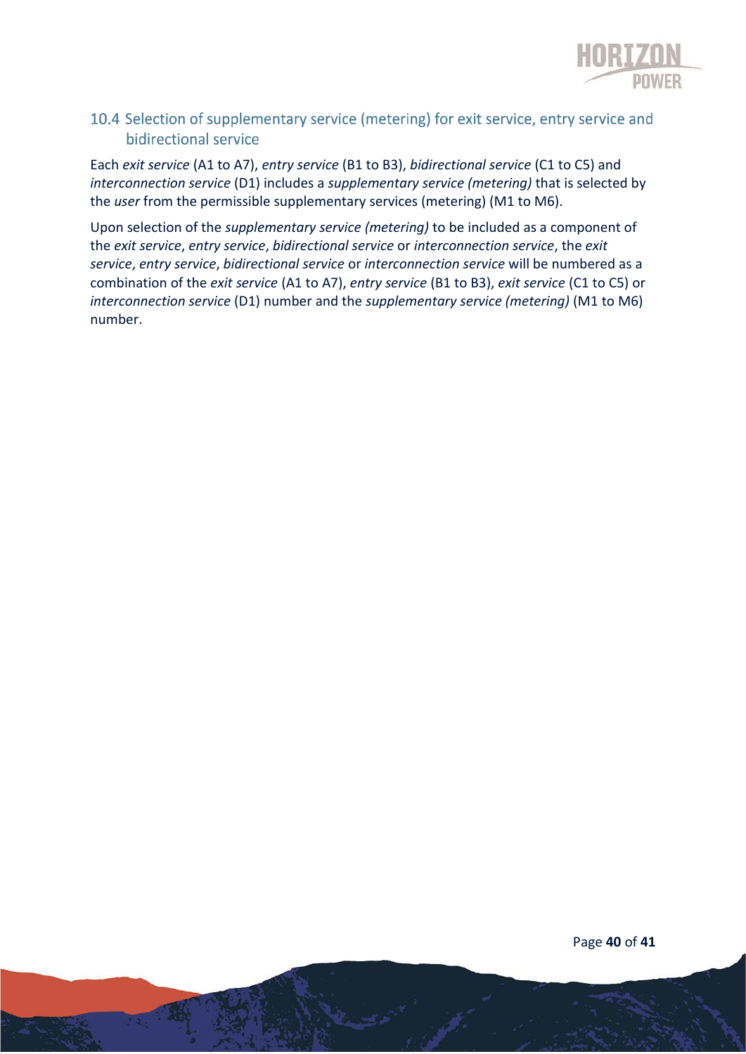## 10.4 Selection of supplementary service (metering) for exit service, entry service and bidirectional service

Each *exit service* (A1 to A7), *entry service* (B1 to B3), *bidirectional service* (C1 to C5) and *interconnection service* (D1) includes a *supplementary service (metering)* that is selected by the *user* from the permissible supplementary services (metering) (M1 to M6).

Upon selection of the *supplementary service (metering)* to be included as a component of the *exit service*, *entry service*, *bidirectional service* or *interconnection service*, the *exit service*, *entry service*, *bidirectional service* or *interconnection service* will be numbered as a combination of the *exit service* (A1 to A7), *entry service* (B1 to B3), *exit service* (C1 to C5) or *interconnection service* (D1) number and the *supplementary service (metering)* (M1 to M6) number.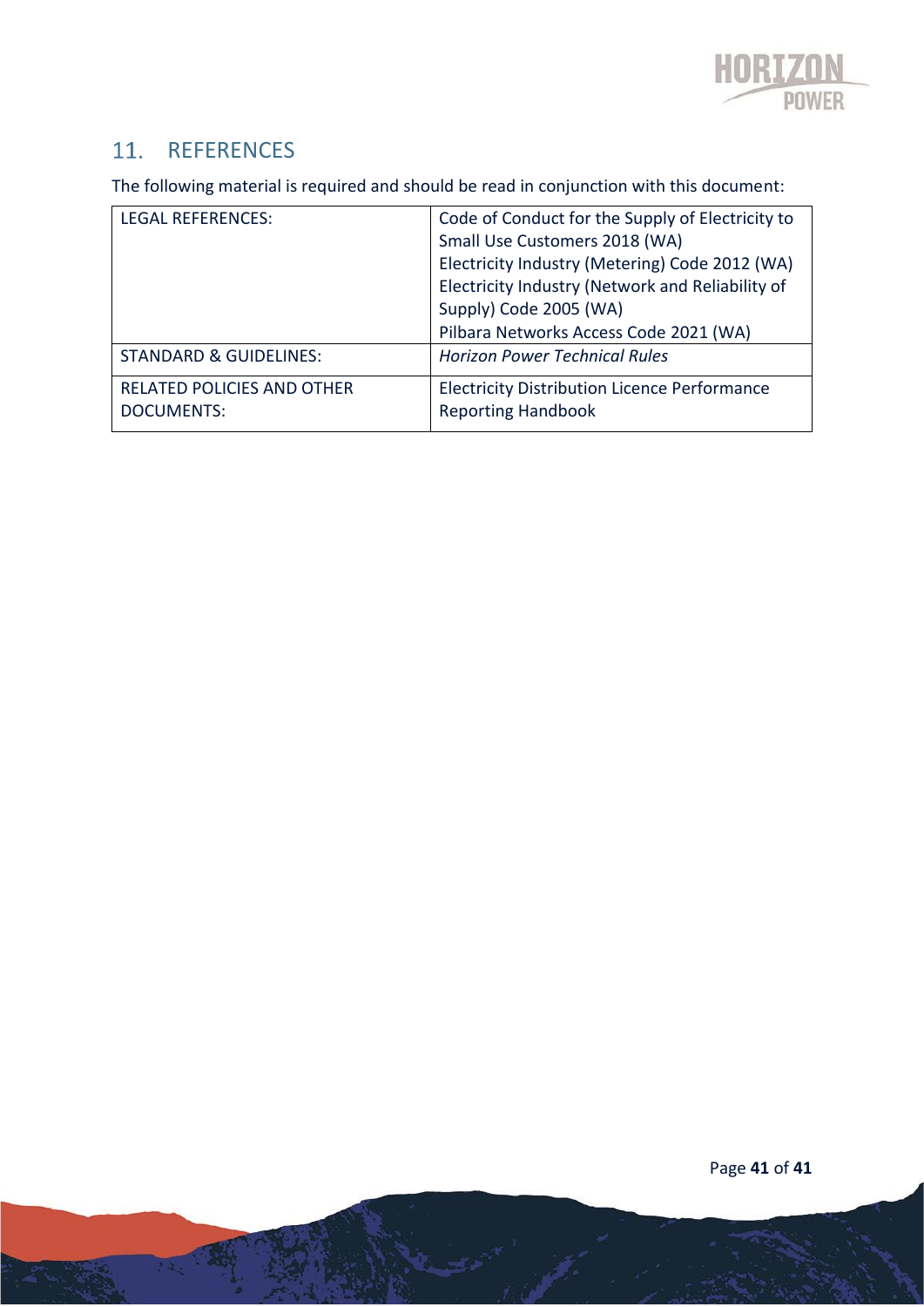## 11. REFERENCES

The following material is required and should be read in conjunction with this document:

| | |
|---|---|
| LEGAL REFERENCES: | Code of Conduct for the Supply of Electricity to Small Use Customers 2018 (WA)<br>Electricity Industry (Metering) Code 2012 (WA)<br>Electricity Industry (Network and Reliability of Supply) Code 2005 (WA)<br>Pilbara Networks Access Code 2021 (WA) |
| STANDARD & GUIDELINES: | *Horizon Power Technical Rules* |
| RELATED POLICIES AND OTHER DOCUMENTS: | Electricity Distribution Licence Performance Reporting Handbook |